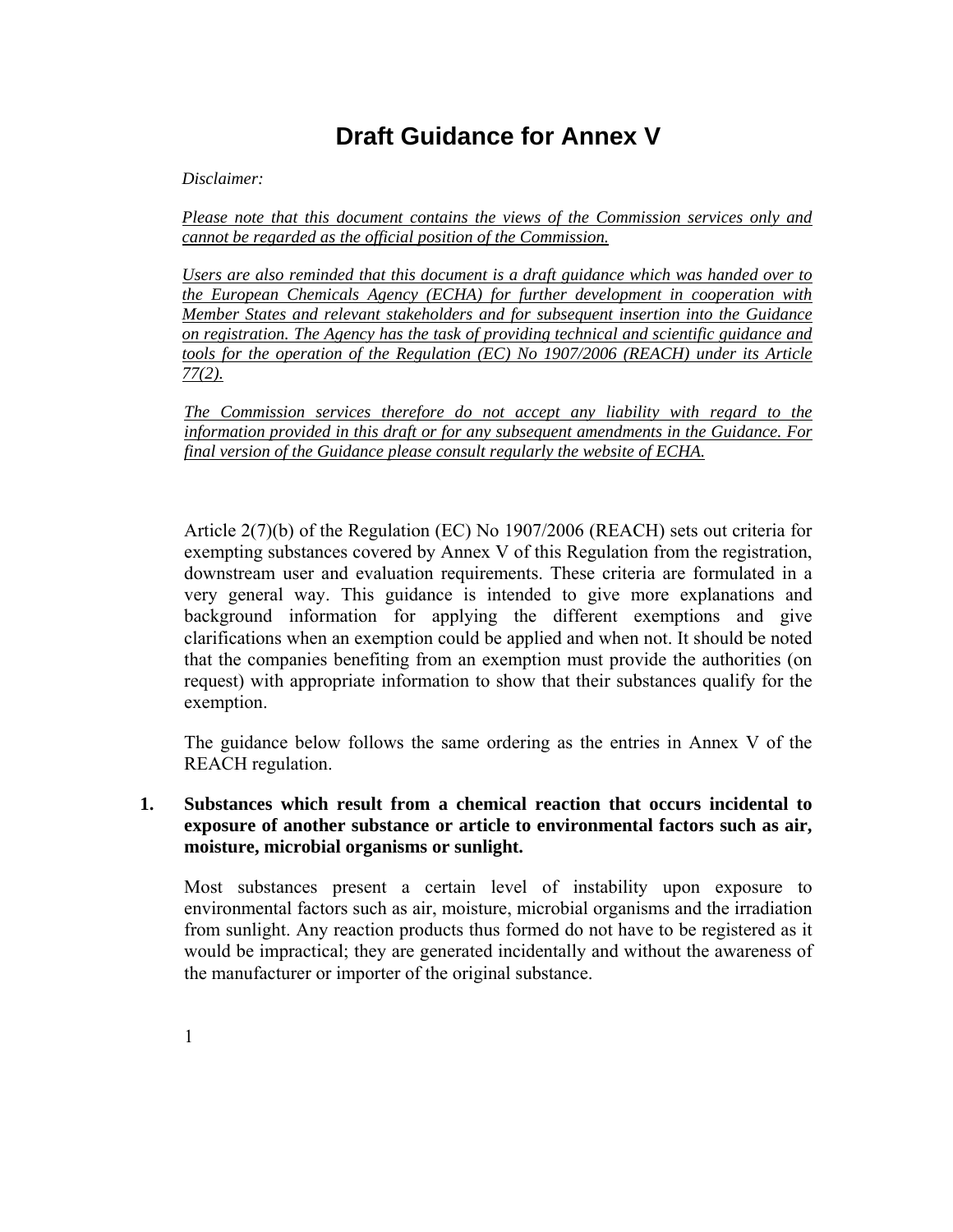# Draft Guidance for Annex V

*Disclaimer:*

*Please note that this document contains the views of the Commission services only and cannot be regarded as the official position of the Commission.*

*Users are also reminded that this document is a draft guidance which was handed over to the European Chemicals Agency (ECHA) for further development in cooperation with Member States and relevant stakeholders and for subsequent insertion into the Guidance on registration. The Agency has the task of providing technical and scientific guidance and tools for the operation of the Regulation (EC) No 1907/2006 (REACH) under its Article 77(2).*

*The Commission services therefore do not accept any liability with regard to the information provided in this draft or for any subsequent amendments in the Guidance. For final version of the Guidance please consult regularly the website of ECHA.*

Article 2(7)(b) of the Regulation (EC) No 1907/2006 (REACH) sets out criteria for exempting substances covered by Annex V of this Regulation from the registration, downstream user and evaluation requirements. These criteria are formulated in a very general way. This guidance is intended to give more explanations and background information for applying the different exemptions and give clarifications when an exemption could be applied and when not. It should be noted that the companies benefiting from an exemption must provide the authorities (on request) with appropriate information to show that their substances qualify for the exemption.

The guidance below follows the same ordering as the entries in Annex V of the REACH regulation.

## 1. Substances which result from a chemical reaction that occurs incidental to exposure of another substance or article to environmental factors such as air, moisture, microbial organisms or sunlight.

Most substances present a certain level of instability upon exposure to environmental factors such as air, moisture, microbial organisms and the irradiation from sunlight. Any reaction products thus formed do not have to be registered as it would be impractical; they are generated incidentally and without the awareness of the manufacturer or importer of the original substance.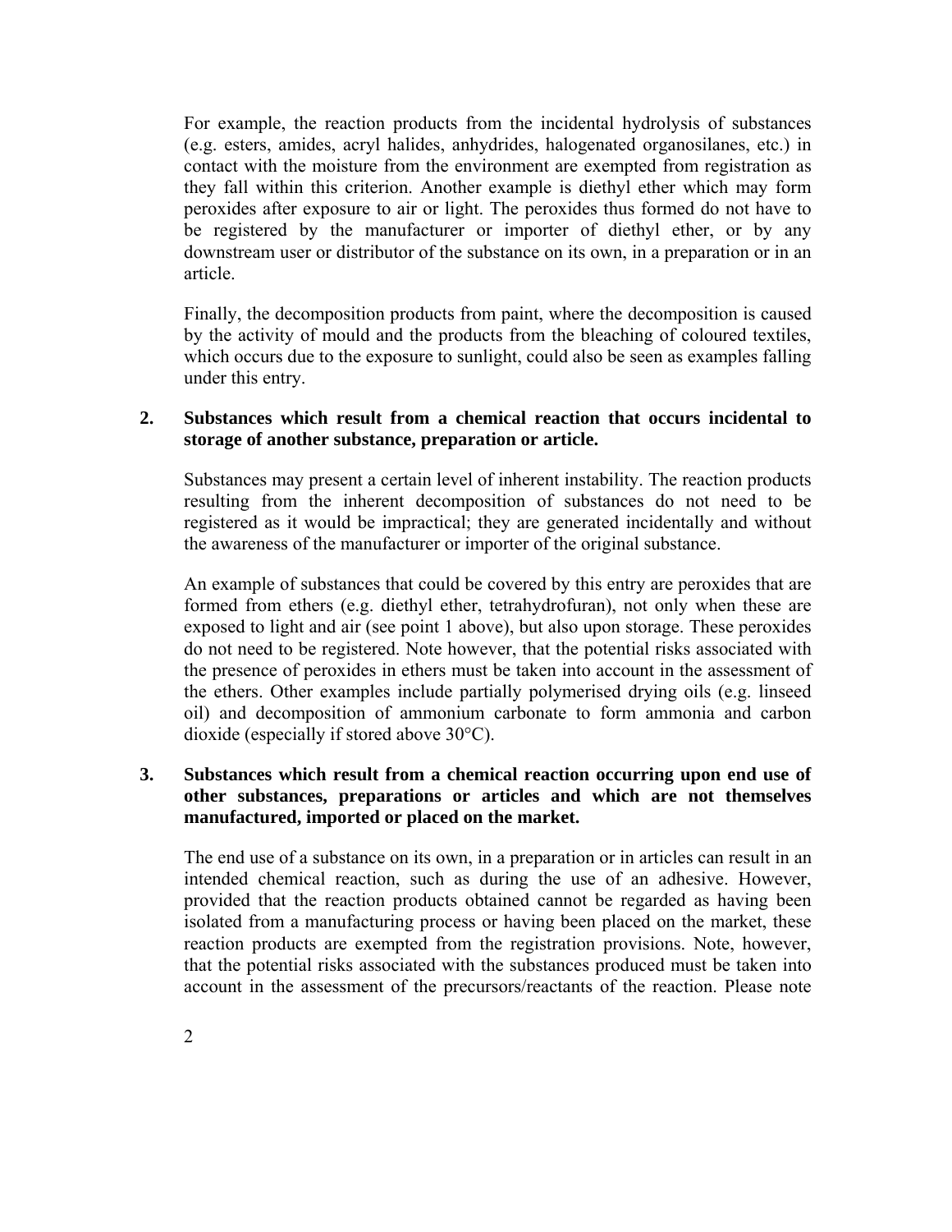For example, the reaction products from the incidental hydrolysis of substances (e.g. esters, amides, acryl halides, anhydrides, halogenated organosilanes, etc.) in contact with the moisture from the environment are exempted from registration as they fall within this criterion. Another example is diethyl ether which may form peroxides after exposure to air or light. The peroxides thus formed do not have to be registered by the manufacturer or importer of diethyl ether, or by any downstream user or distributor of the substance on its own, in a preparation or in an article.

Finally, the decomposition products from paint, where the decomposition is caused by the activity of mould and the products from the bleaching of coloured textiles, which occurs due to the exposure to sunlight, could also be seen as examples falling under this entry.

**2. Substances which result from a chemical reaction that occurs incidental to storage of another substance, preparation or article.**

Substances may present a certain level of inherent instability. The reaction products resulting from the inherent decomposition of substances do not need to be registered as it would be impractical; they are generated incidentally and without the awareness of the manufacturer or importer of the original substance.

An example of substances that could be covered by this entry are peroxides that are formed from ethers (e.g. diethyl ether, tetrahydrofuran), not only when these are exposed to light and air (see point 1 above), but also upon storage. These peroxides do not need to be registered. Note however, that the potential risks associated with the presence of peroxides in ethers must be taken into account in the assessment of the ethers. Other examples include partially polymerised drying oils (e.g. linseed oil) and decomposition of ammonium carbonate to form ammonia and carbon dioxide (especially if stored above 30°C).

**3. Substances which result from a chemical reaction occurring upon end use of other substances, preparations or articles and which are not themselves manufactured, imported or placed on the market.**

The end use of a substance on its own, in a preparation or in articles can result in an intended chemical reaction, such as during the use of an adhesive. However, provided that the reaction products obtained cannot be regarded as having been isolated from a manufacturing process or having been placed on the market, these reaction products are exempted from the registration provisions. Note, however, that the potential risks associated with the substances produced must be taken into account in the assessment of the precursors/reactants of the reaction. Please note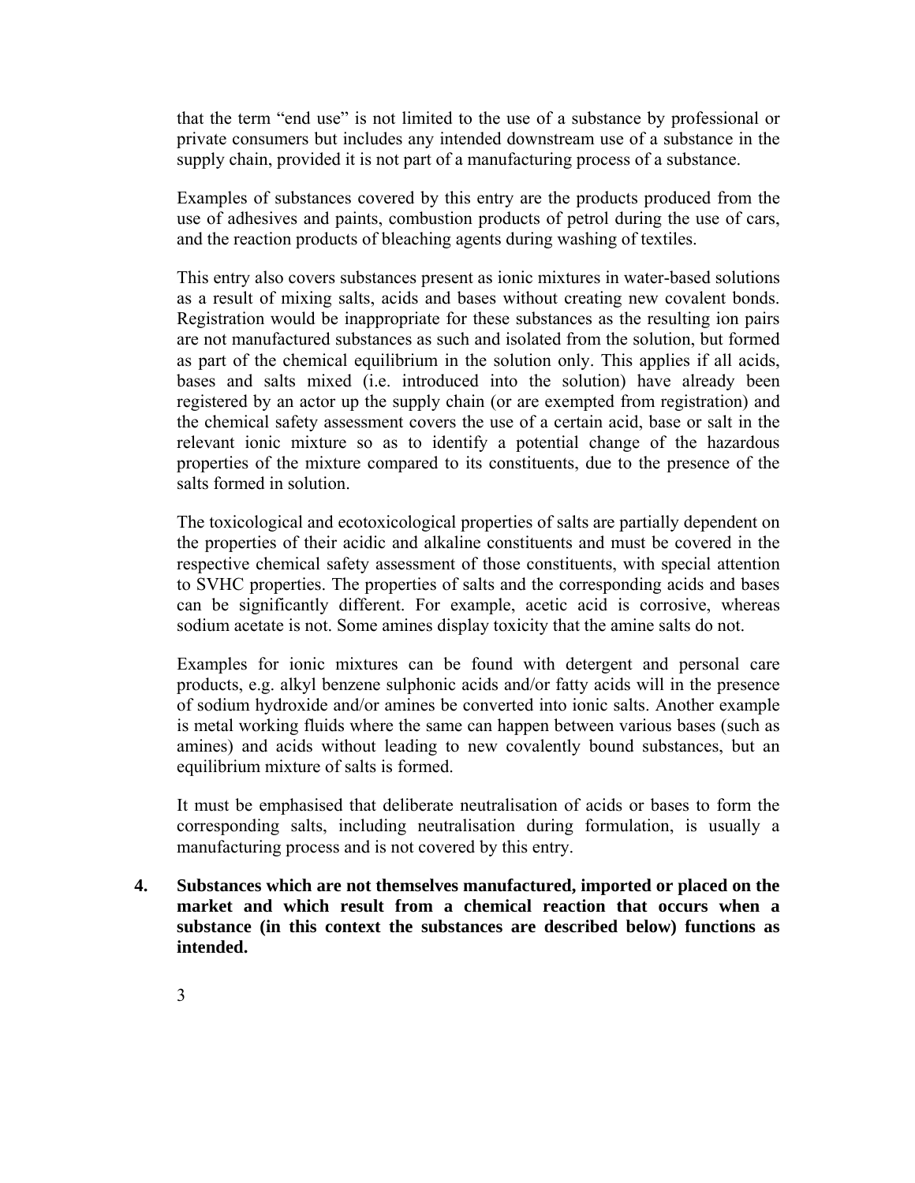that the term "end use" is not limited to the use of a substance by professional or private consumers but includes any intended downstream use of a substance in the supply chain, provided it is not part of a manufacturing process of a substance.

Examples of substances covered by this entry are the products produced from the use of adhesives and paints, combustion products of petrol during the use of cars, and the reaction products of bleaching agents during washing of textiles.

This entry also covers substances present as ionic mixtures in water-based solutions as a result of mixing salts, acids and bases without creating new covalent bonds. Registration would be inappropriate for these substances as the resulting ion pairs are not manufactured substances as such and isolated from the solution, but formed as part of the chemical equilibrium in the solution only. This applies if all acids, bases and salts mixed (i.e. introduced into the solution) have already been registered by an actor up the supply chain (or are exempted from registration) and the chemical safety assessment covers the use of a certain acid, base or salt in the relevant ionic mixture so as to identify a potential change of the hazardous properties of the mixture compared to its constituents, due to the presence of the salts formed in solution.

The toxicological and ecotoxicological properties of salts are partially dependent on the properties of their acidic and alkaline constituents and must be covered in the respective chemical safety assessment of those constituents, with special attention to SVHC properties. The properties of salts and the corresponding acids and bases can be significantly different. For example, acetic acid is corrosive, whereas sodium acetate is not. Some amines display toxicity that the amine salts do not.

Examples for ionic mixtures can be found with detergent and personal care products, e.g. alkyl benzene sulphonic acids and/or fatty acids will in the presence of sodium hydroxide and/or amines be converted into ionic salts. Another example is metal working fluids where the same can happen between various bases (such as amines) and acids without leading to new covalently bound substances, but an equilibrium mixture of salts is formed.

It must be emphasised that deliberate neutralisation of acids or bases to form the corresponding salts, including neutralisation during formulation, is usually a manufacturing process and is not covered by this entry.

**4. Substances which are not themselves manufactured, imported or placed on the market and which result from a chemical reaction that occurs when a substance (in this context the substances are described below) functions as intended.**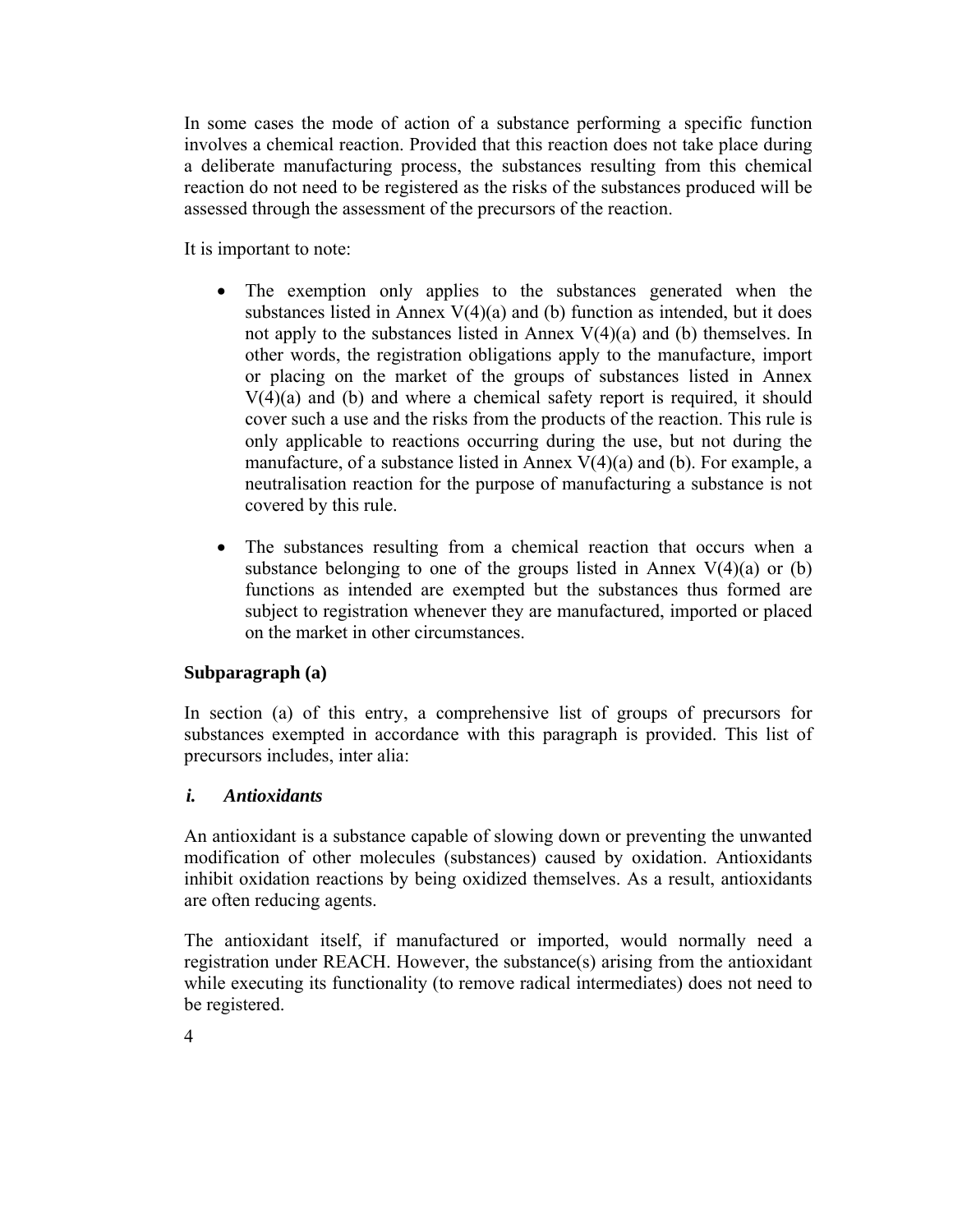In some cases the mode of action of a substance performing a specific function involves a chemical reaction. Provided that this reaction does not take place during a deliberate manufacturing process, the substances resulting from this chemical reaction do not need to be registered as the risks of the substances produced will be assessed through the assessment of the precursors of the reaction.

It is important to note:

- The exemption only applies to the substances generated when the substances listed in Annex V(4)(a) and (b) function as intended, but it does not apply to the substances listed in Annex V(4)(a) and (b) themselves. In other words, the registration obligations apply to the manufacture, import or placing on the market of the groups of substances listed in Annex V(4)(a) and (b) and where a chemical safety report is required, it should cover such a use and the risks from the products of the reaction. This rule is only applicable to reactions occurring during the use, but not during the manufacture, of a substance listed in Annex V(4)(a) and (b). For example, a neutralisation reaction for the purpose of manufacturing a substance is not covered by this rule.

- The substances resulting from a chemical reaction that occurs when a substance belonging to one of the groups listed in Annex V(4)(a) or (b) functions as intended are exempted but the substances thus formed are subject to registration whenever they are manufactured, imported or placed on the market in other circumstances.

**Subparagraph (a)**

In section (a) of this entry, a comprehensive list of groups of precursors for substances exempted in accordance with this paragraph is provided. This list of precursors includes, inter alia:

***i. Antioxidants***

An antioxidant is a substance capable of slowing down or preventing the unwanted modification of other molecules (substances) caused by oxidation. Antioxidants inhibit oxidation reactions by being oxidized themselves. As a result, antioxidants are often reducing agents.

The antioxidant itself, if manufactured or imported, would normally need a registration under REACH. However, the substance(s) arising from the antioxidant while executing its functionality (to remove radical intermediates) does not need to be registered.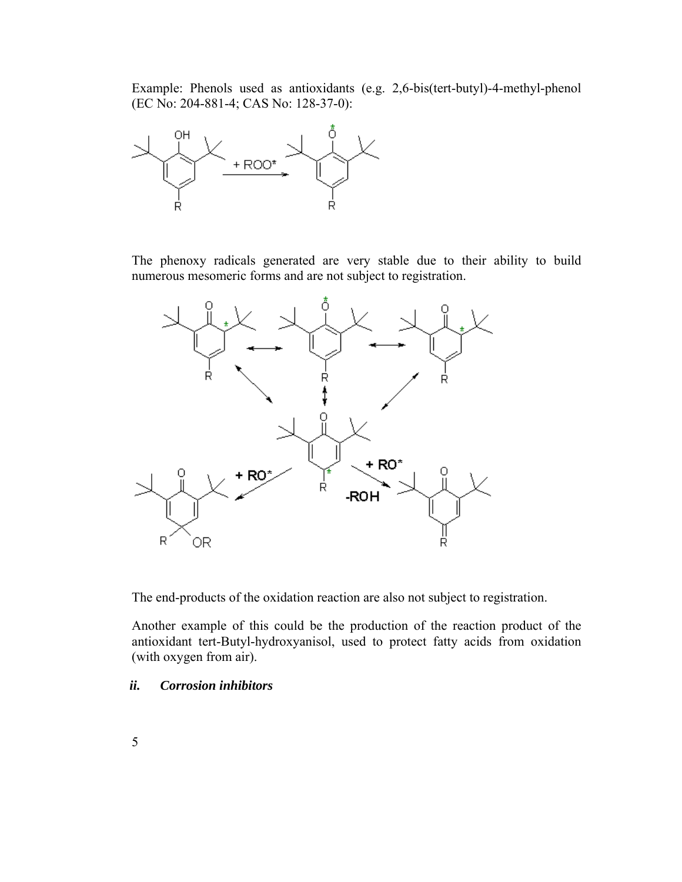Example: Phenols used as antioxidants (e.g. 2,6-bis(tert-butyl)-4-methyl-phenol (EC No: 204-881-4; CAS No: 128-37-0):

The phenoxy radicals generated are very stable due to their ability to build numerous mesomeric forms and are not subject to registration.

The end-products of the oxidation reaction are also not subject to registration.

Another example of this could be the production of the reaction product of the antioxidant tert-Butyl-hydroxyanisol, used to protect fatty acids from oxidation (with oxygen from air).

### *ii. Corrosion inhibitors*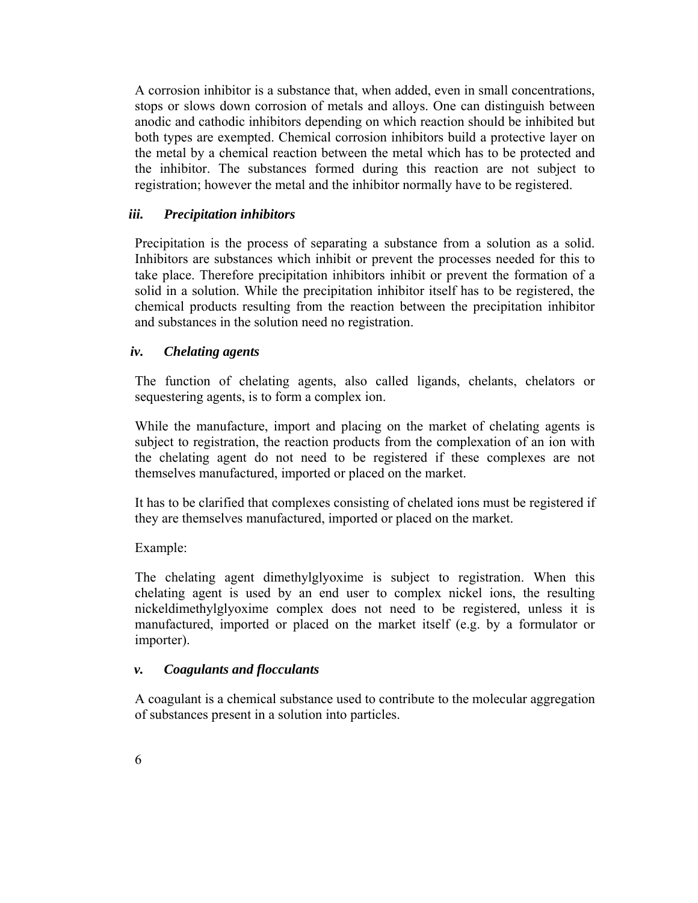A corrosion inhibitor is a substance that, when added, even in small concentrations, stops or slows down corrosion of metals and alloys. One can distinguish between anodic and cathodic inhibitors depending on which reaction should be inhibited but both types are exempted. Chemical corrosion inhibitors build a protective layer on the metal by a chemical reaction between the metal which has to be protected and the inhibitor. The substances formed during this reaction are not subject to registration; however the metal and the inhibitor normally have to be registered.

### *iii. Precipitation inhibitors*

Precipitation is the process of separating a substance from a solution as a solid. Inhibitors are substances which inhibit or prevent the processes needed for this to take place. Therefore precipitation inhibitors inhibit or prevent the formation of a solid in a solution. While the precipitation inhibitor itself has to be registered, the chemical products resulting from the reaction between the precipitation inhibitor and substances in the solution need no registration.

### *iv. Chelating agents*

The function of chelating agents, also called ligands, chelants, chelators or sequestering agents, is to form a complex ion.

While the manufacture, import and placing on the market of chelating agents is subject to registration, the reaction products from the complexation of an ion with the chelating agent do not need to be registered if these complexes are not themselves manufactured, imported or placed on the market.

It has to be clarified that complexes consisting of chelated ions must be registered if they are themselves manufactured, imported or placed on the market.

Example:

The chelating agent dimethylglyoxime is subject to registration. When this chelating agent is used by an end user to complex nickel ions, the resulting nickeldimethylglyoxime complex does not need to be registered, unless it is manufactured, imported or placed on the market itself (e.g. by a formulator or importer).

### *v. Coagulants and flocculants*

A coagulant is a chemical substance used to contribute to the molecular aggregation of substances present in a solution into particles.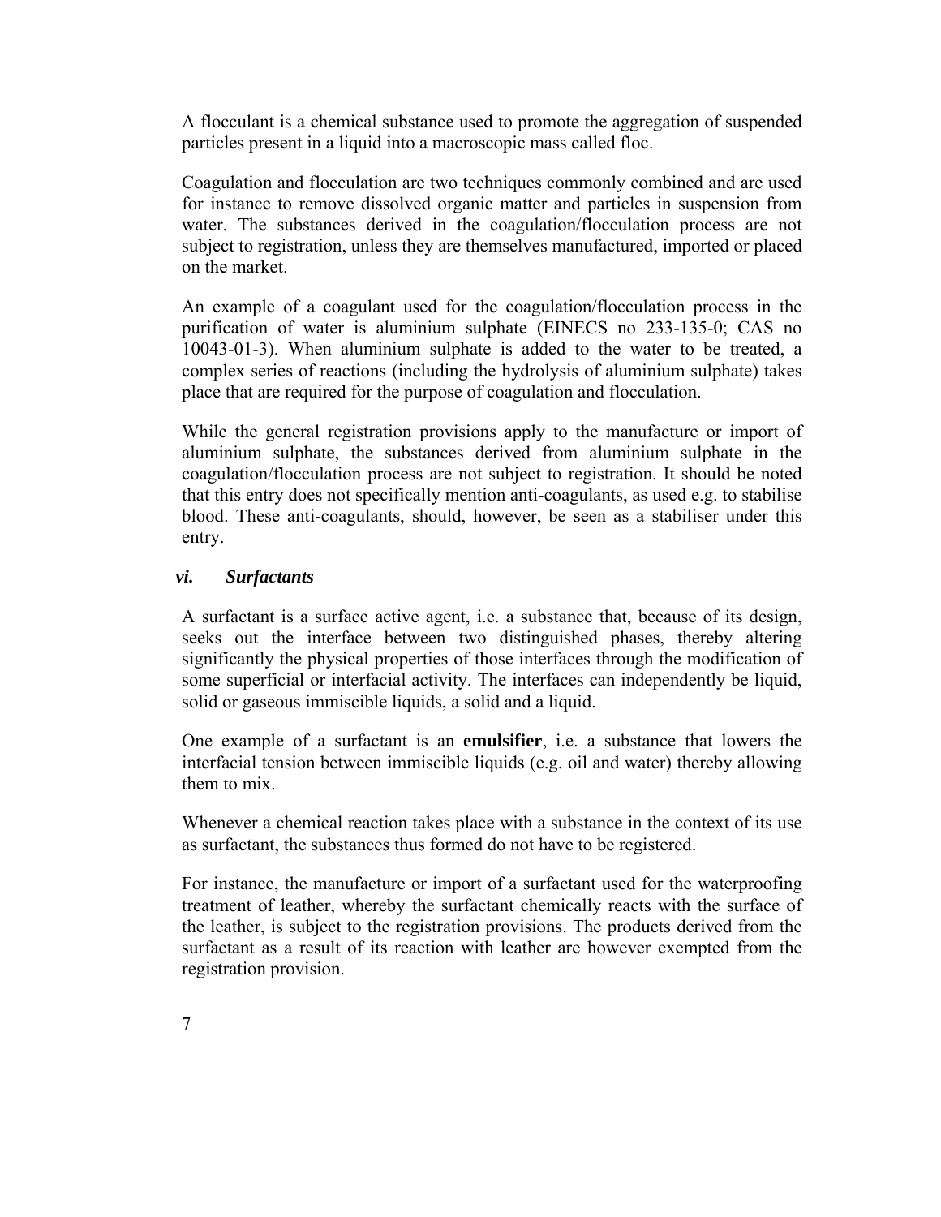A flocculant is a chemical substance used to promote the aggregation of suspended particles present in a liquid into a macroscopic mass called floc.

Coagulation and flocculation are two techniques commonly combined and are used for instance to remove dissolved organic matter and particles in suspension from water. The substances derived in the coagulation/flocculation process are not subject to registration, unless they are themselves manufactured, imported or placed on the market.

An example of a coagulant used for the coagulation/flocculation process in the purification of water is aluminium sulphate (EINECS no 233-135-0; CAS no 10043-01-3). When aluminium sulphate is added to the water to be treated, a complex series of reactions (including the hydrolysis of aluminium sulphate) takes place that are required for the purpose of coagulation and flocculation.

While the general registration provisions apply to the manufacture or import of aluminium sulphate, the substances derived from aluminium sulphate in the coagulation/flocculation process are not subject to registration. It should be noted that this entry does not specifically mention anti-coagulants, as used e.g. to stabilise blood. These anti-coagulants, should, however, be seen as a stabiliser under this entry.

### *vi. Surfactants*

A surfactant is a surface active agent, i.e. a substance that, because of its design, seeks out the interface between two distinguished phases, thereby altering significantly the physical properties of those interfaces through the modification of some superficial or interfacial activity. The interfaces can independently be liquid, solid or gaseous immiscible liquids, a solid and a liquid.

One example of a surfactant is an **emulsifier**, i.e. a substance that lowers the interfacial tension between immiscible liquids (e.g. oil and water) thereby allowing them to mix.

Whenever a chemical reaction takes place with a substance in the context of its use as surfactant, the substances thus formed do not have to be registered.

For instance, the manufacture or import of a surfactant used for the waterproofing treatment of leather, whereby the surfactant chemically reacts with the surface of the leather, is subject to the registration provisions. The products derived from the surfactant as a result of its reaction with leather are however exempted from the registration provision.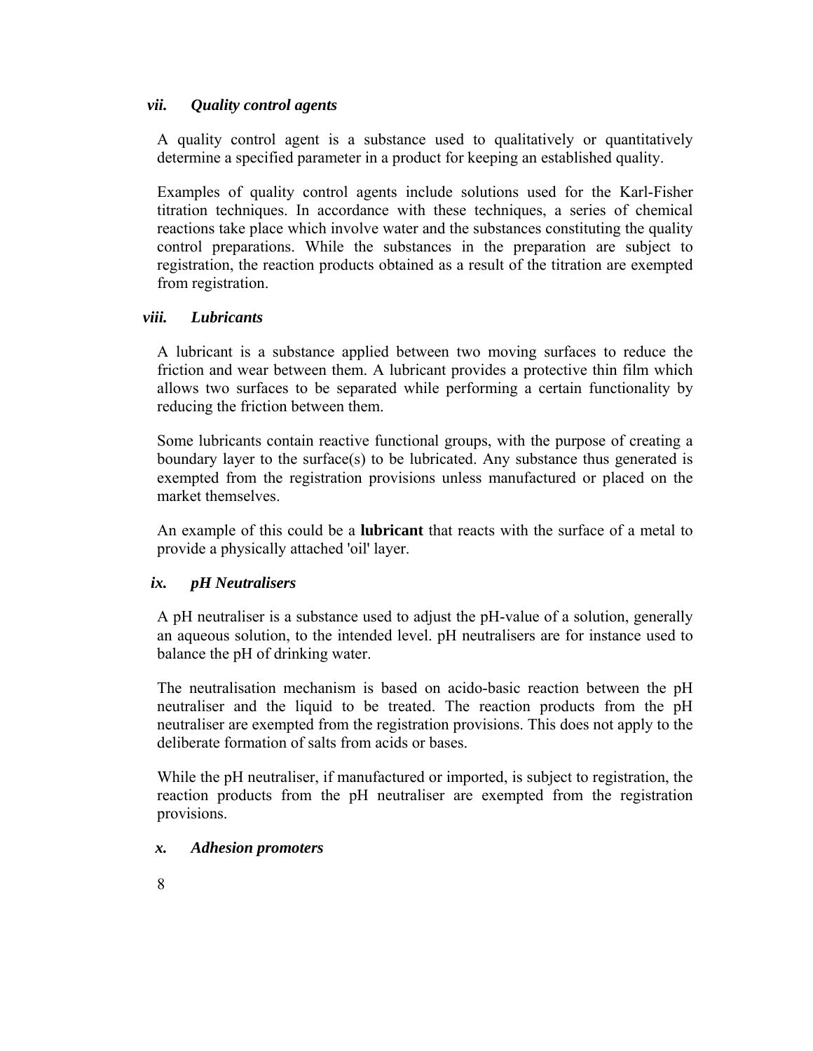### *vii. Quality control agents*

A quality control agent is a substance used to qualitatively or quantitatively determine a specified parameter in a product for keeping an established quality.

Examples of quality control agents include solutions used for the Karl-Fisher titration techniques. In accordance with these techniques, a series of chemical reactions take place which involve water and the substances constituting the quality control preparations. While the substances in the preparation are subject to registration, the reaction products obtained as a result of the titration are exempted from registration.

### *viii. Lubricants*

A lubricant is a substance applied between two moving surfaces to reduce the friction and wear between them. A lubricant provides a protective thin film which allows two surfaces to be separated while performing a certain functionality by reducing the friction between them.

Some lubricants contain reactive functional groups, with the purpose of creating a boundary layer to the surface(s) to be lubricated. Any substance thus generated is exempted from the registration provisions unless manufactured or placed on the market themselves.

An example of this could be a **lubricant** that reacts with the surface of a metal to provide a physically attached 'oil' layer.

### *ix. pH Neutralisers*

A pH neutraliser is a substance used to adjust the pH-value of a solution, generally an aqueous solution, to the intended level. pH neutralisers are for instance used to balance the pH of drinking water.

The neutralisation mechanism is based on acido-basic reaction between the pH neutraliser and the liquid to be treated. The reaction products from the pH neutraliser are exempted from the registration provisions. This does not apply to the deliberate formation of salts from acids or bases.

While the pH neutraliser, if manufactured or imported, is subject to registration, the reaction products from the pH neutraliser are exempted from the registration provisions.

### *x. Adhesion promoters*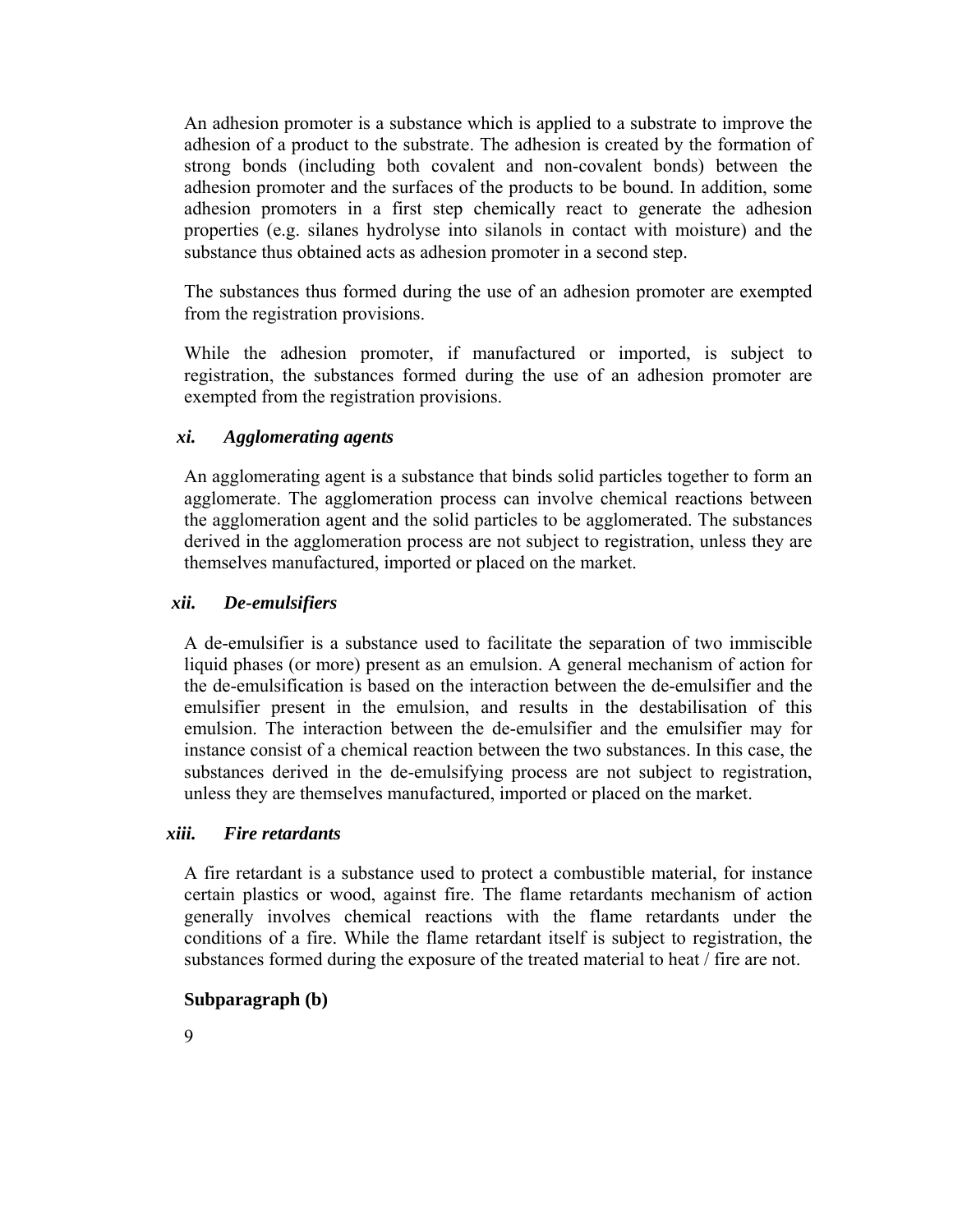An adhesion promoter is a substance which is applied to a substrate to improve the adhesion of a product to the substrate. The adhesion is created by the formation of strong bonds (including both covalent and non-covalent bonds) between the adhesion promoter and the surfaces of the products to be bound. In addition, some adhesion promoters in a first step chemically react to generate the adhesion properties (e.g. silanes hydrolyse into silanols in contact with moisture) and the substance thus obtained acts as adhesion promoter in a second step.

The substances thus formed during the use of an adhesion promoter are exempted from the registration provisions.

While the adhesion promoter, if manufactured or imported, is subject to registration, the substances formed during the use of an adhesion promoter are exempted from the registration provisions.

### *xi. Agglomerating agents*

An agglomerating agent is a substance that binds solid particles together to form an agglomerate. The agglomeration process can involve chemical reactions between the agglomeration agent and the solid particles to be agglomerated. The substances derived in the agglomeration process are not subject to registration, unless they are themselves manufactured, imported or placed on the market.

### *xii. De-emulsifiers*

A de-emulsifier is a substance used to facilitate the separation of two immiscible liquid phases (or more) present as an emulsion. A general mechanism of action for the de-emulsification is based on the interaction between the de-emulsifier and the emulsifier present in the emulsion, and results in the destabilisation of this emulsion. The interaction between the de-emulsifier and the emulsifier may for instance consist of a chemical reaction between the two substances. In this case, the substances derived in the de-emulsifying process are not subject to registration, unless they are themselves manufactured, imported or placed on the market.

### *xiii. Fire retardants*

A fire retardant is a substance used to protect a combustible material, for instance certain plastics or wood, against fire. The flame retardants mechanism of action generally involves chemical reactions with the flame retardants under the conditions of a fire. While the flame retardant itself is subject to registration, the substances formed during the exposure of the treated material to heat / fire are not.

**Subparagraph (b)**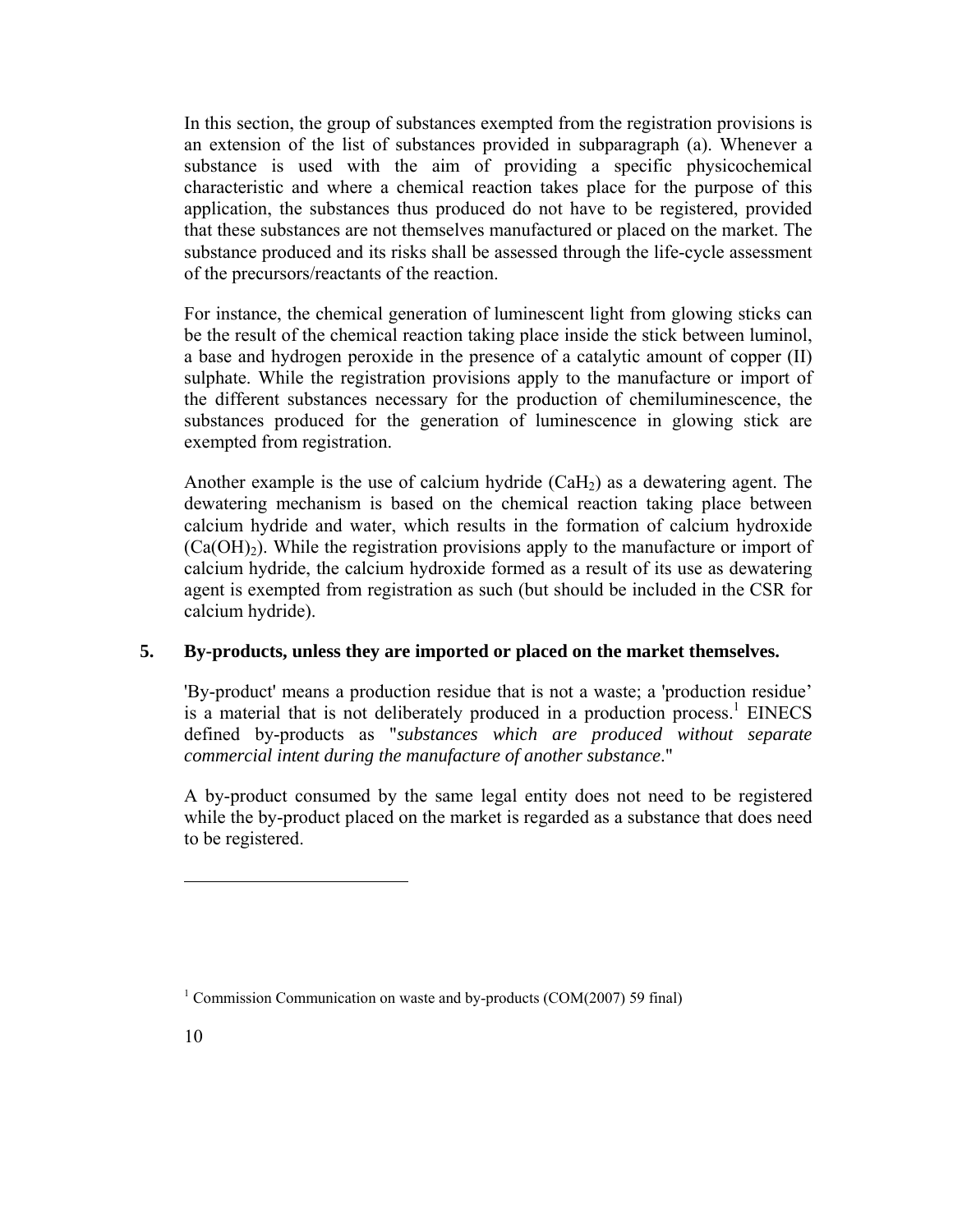In this section, the group of substances exempted from the registration provisions is an extension of the list of substances provided in subparagraph (a). Whenever a substance is used with the aim of providing a specific physicochemical characteristic and where a chemical reaction takes place for the purpose of this application, the substances thus produced do not have to be registered, provided that these substances are not themselves manufactured or placed on the market. The substance produced and its risks shall be assessed through the life-cycle assessment of the precursors/reactants of the reaction.

For instance, the chemical generation of luminescent light from glowing sticks can be the result of the chemical reaction taking place inside the stick between luminol, a base and hydrogen peroxide in the presence of a catalytic amount of copper (II) sulphate. While the registration provisions apply to the manufacture or import of the different substances necessary for the production of chemiluminescence, the substances produced for the generation of luminescence in glowing stick are exempted from registration.

Another example is the use of calcium hydride ($CaH_2$) as a dewatering agent. The dewatering mechanism is based on the chemical reaction taking place between calcium hydride and water, which results in the formation of calcium hydroxide ($Ca(OH)_2$). While the registration provisions apply to the manufacture or import of calcium hydride, the calcium hydroxide formed as a result of its use as dewatering agent is exempted from registration as such (but should be included in the CSR for calcium hydride).

**5. By-products, unless they are imported or placed on the market themselves.**

'By-product' means a production residue that is not a waste; a 'production residue' is a material that is not deliberately produced in a production process.[1] EINECS defined by-products as "*substances which are produced without separate commercial intent during the manufacture of another substance*."

A by-product consumed by the same legal entity does not need to be registered while the by-product placed on the market is regarded as a substance that does need to be registered.

---

[1] Commission Communication on waste and by-products (COM(2007) 59 final)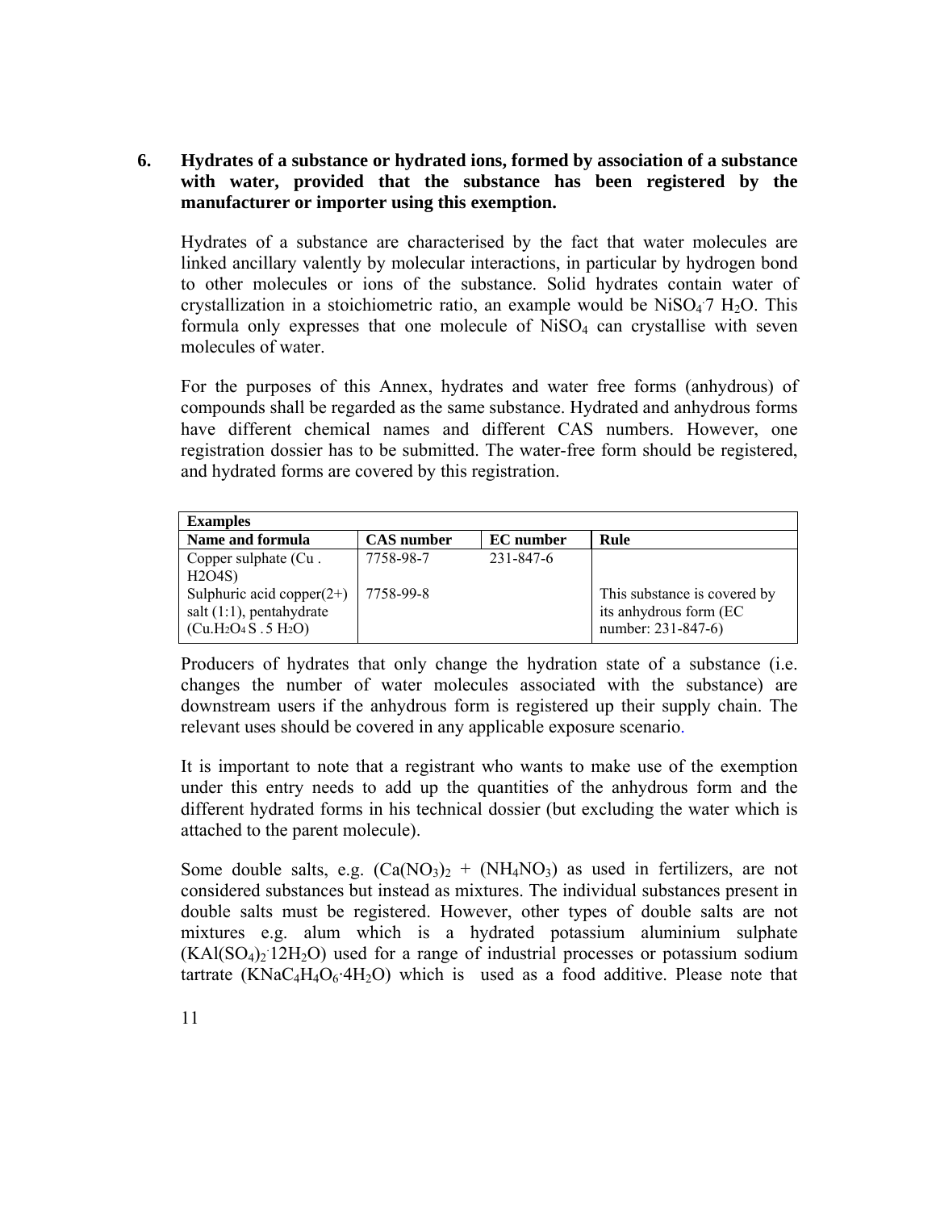**6. Hydrates of a substance or hydrated ions, formed by association of a substance with water, provided that the substance has been registered by the manufacturer or importer using this exemption.**

Hydrates of a substance are characterised by the fact that water molecules are linked ancillary valently by molecular interactions, in particular by hydrogen bond to other molecules or ions of the substance. Solid hydrates contain water of crystallization in a stoichiometric ratio, an example would be $NiSO_4 \cdot 7\ H_2O$. This formula only expresses that one molecule of $NiSO_4$ can crystallise with seven molecules of water.

For the purposes of this Annex, hydrates and water free forms (anhydrous) of compounds shall be regarded as the same substance. Hydrated and anhydrous forms have different chemical names and different CAS numbers. However, one registration dossier has to be submitted. The water-free form should be registered, and hydrated forms are covered by this registration.

| **Examples** | | | |
|---|---|---|---|
| **Name and formula** | **CAS number** | **EC number** | **Rule** |
| Copper sulphate (Cu . H2O4S) | 7758-98-7 | 231-847-6 | |
| Sulphuric acid copper(2+) salt (1:1), pentahydrate ($Cu.H_2O_4S\ .5\ H_2O$) | 7758-99-8 | | This substance is covered by its anhydrous form (EC number: 231-847-6) |

Producers of hydrates that only change the hydration state of a substance (i.e. changes the number of water molecules associated with the substance) are downstream users if the anhydrous form is registered up their supply chain. The relevant uses should be covered in any applicable exposure scenario.

It is important to note that a registrant who wants to make use of the exemption under this entry needs to add up the quantities of the anhydrous form and the different hydrated forms in his technical dossier (but excluding the water which is attached to the parent molecule).

Some double salts, e.g. $(Ca(NO_3)_2 + (NH_4NO_3)$ as used in fertilizers, are not considered substances but instead as mixtures. The individual substances present in double salts must be registered. However, other types of double salts are not mixtures e.g. alum which is a hydrated potassium aluminium sulphate $(KAl(SO_4)_2 \cdot 12H_2O)$ used for a range of industrial processes or potassium sodium tartrate $(KNaC_4H_4O_6 \cdot 4H_2O)$ which is used as a food additive. Please note that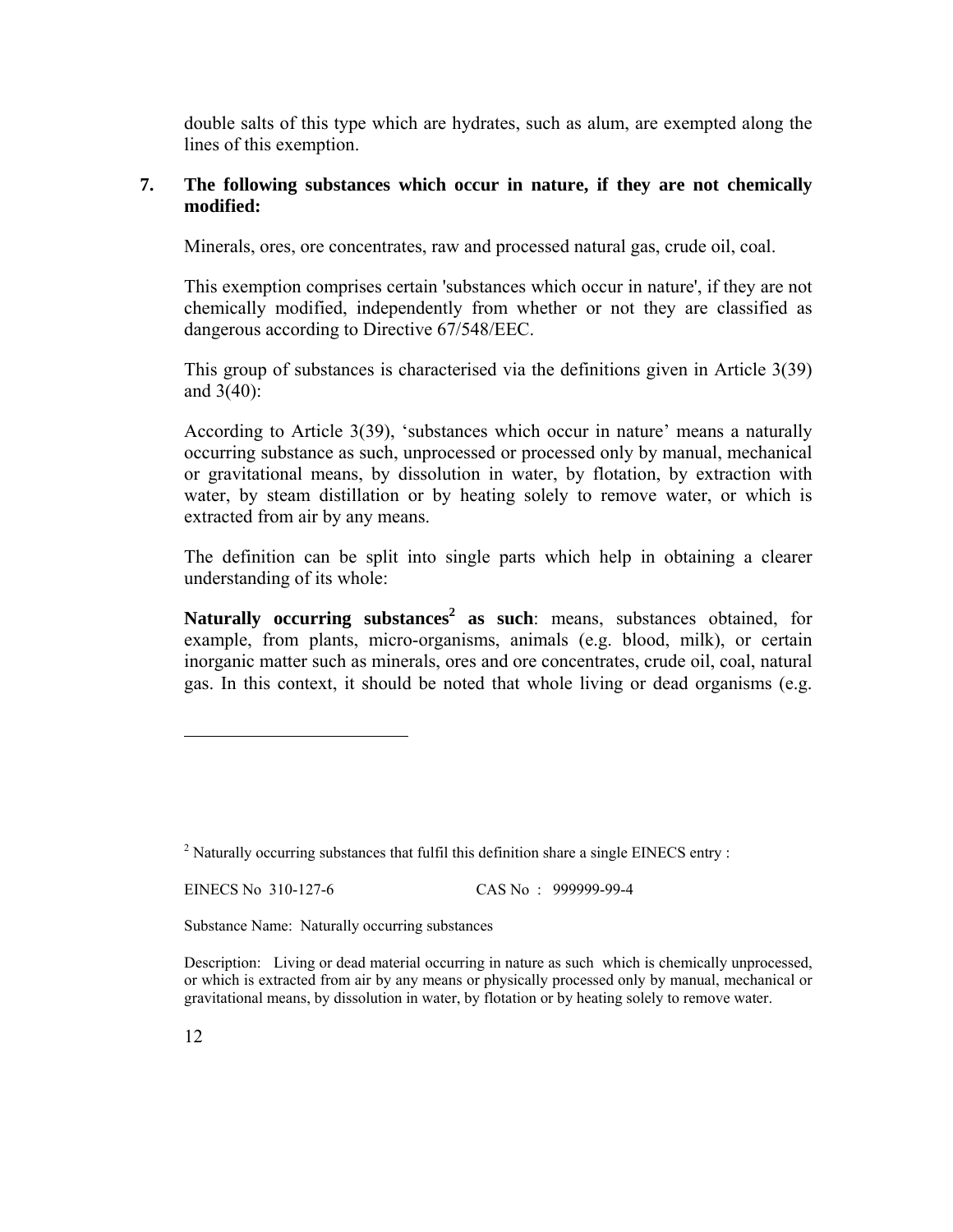double salts of this type which are hydrates, such as alum, are exempted along the lines of this exemption.

**7. The following substances which occur in nature, if they are not chemically modified:**

Minerals, ores, ore concentrates, raw and processed natural gas, crude oil, coal.

This exemption comprises certain 'substances which occur in nature', if they are not chemically modified, independently from whether or not they are classified as dangerous according to Directive 67/548/EEC.

This group of substances is characterised via the definitions given in Article 3(39) and 3(40):

According to Article 3(39), 'substances which occur in nature' means a naturally occurring substance as such, unprocessed or processed only by manual, mechanical or gravitational means, by dissolution in water, by flotation, by extraction with water, by steam distillation or by heating solely to remove water, or which is extracted from air by any means.

The definition can be split into single parts which help in obtaining a clearer understanding of its whole:

**Naturally occurring substances[2] as such**: means, substances obtained, for example, from plants, micro-organisms, animals (e.g. blood, milk), or certain inorganic matter such as minerals, ores and ore concentrates, crude oil, coal, natural gas. In this context, it should be noted that whole living or dead organisms (e.g.

---

[2] Naturally occurring substances that fulfil this definition share a single EINECS entry :

EINECS No 310-127-6 CAS No : 999999-99-4

Substance Name: Naturally occurring substances

Description: Living or dead material occurring in nature as such which is chemically unprocessed, or which is extracted from air by any means or physically processed only by manual, mechanical or gravitational means, by dissolution in water, by flotation or by heating solely to remove water.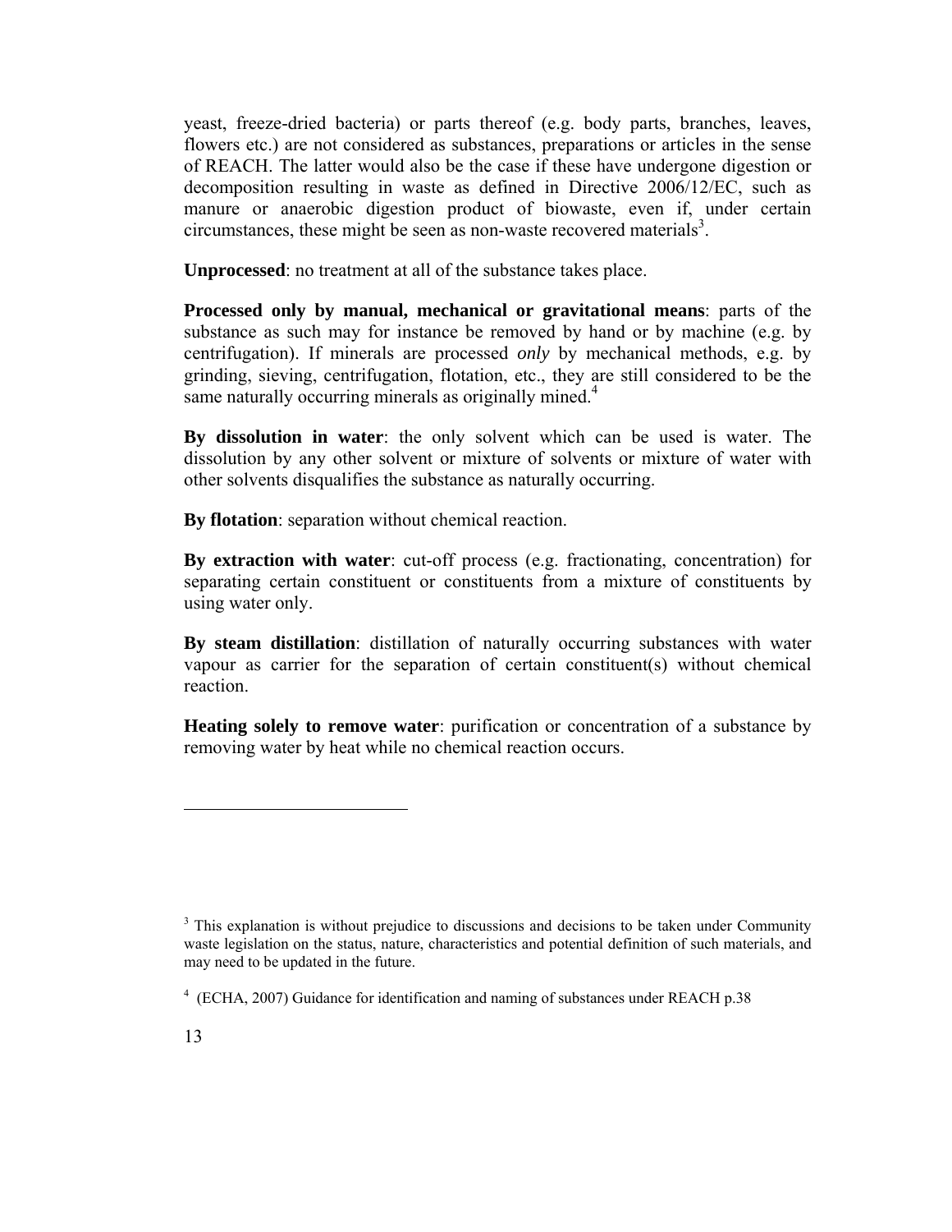yeast, freeze-dried bacteria) or parts thereof (e.g. body parts, branches, leaves, flowers etc.) are not considered as substances, preparations or articles in the sense of REACH. The latter would also be the case if these have undergone digestion or decomposition resulting in waste as defined in Directive 2006/12/EC, such as manure or anaerobic digestion product of biowaste, even if, under certain circumstances, these might be seen as non-waste recovered materials[3].

**Unprocessed**: no treatment at all of the substance takes place.

**Processed only by manual, mechanical or gravitational means**: parts of the substance as such may for instance be removed by hand or by machine (e.g. by centrifugation). If minerals are processed *only* by mechanical methods, e.g. by grinding, sieving, centrifugation, flotation, etc., they are still considered to be the same naturally occurring minerals as originally mined.[4]

**By dissolution in water**: the only solvent which can be used is water. The dissolution by any other solvent or mixture of solvents or mixture of water with other solvents disqualifies the substance as naturally occurring.

**By flotation**: separation without chemical reaction.

**By extraction with water**: cut-off process (e.g. fractionating, concentration) for separating certain constituent or constituents from a mixture of constituents by using water only.

**By steam distillation**: distillation of naturally occurring substances with water vapour as carrier for the separation of certain constituent(s) without chemical reaction.

**Heating solely to remove water**: purification or concentration of a substance by removing water by heat while no chemical reaction occurs.

---

[3] This explanation is without prejudice to discussions and decisions to be taken under Community waste legislation on the status, nature, characteristics and potential definition of such materials, and may need to be updated in the future.

[4] (ECHA, 2007) Guidance for identification and naming of substances under REACH p.38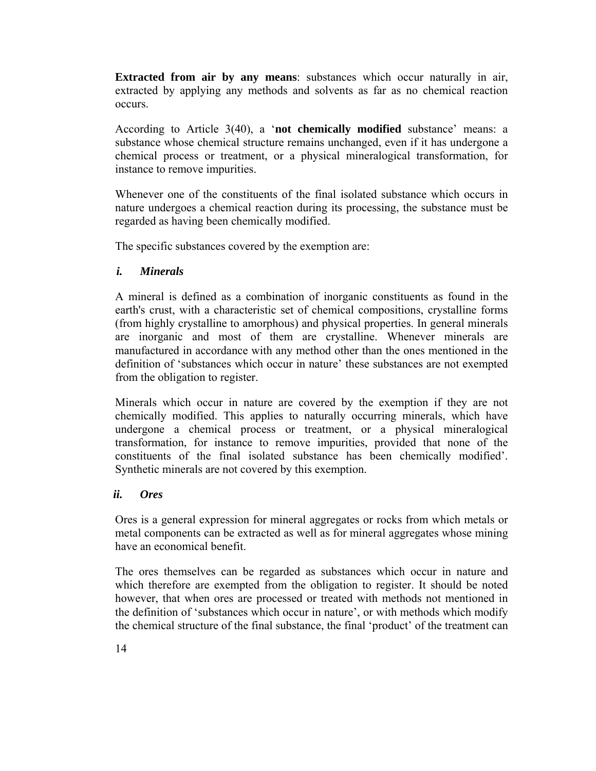**Extracted from air by any means**: substances which occur naturally in air, extracted by applying any methods and solvents as far as no chemical reaction occurs.

According to Article 3(40), a '**not chemically modified** substance' means: a substance whose chemical structure remains unchanged, even if it has undergone a chemical process or treatment, or a physical mineralogical transformation, for instance to remove impurities.

Whenever one of the constituents of the final isolated substance which occurs in nature undergoes a chemical reaction during its processing, the substance must be regarded as having been chemically modified.

The specific substances covered by the exemption are:

### *i. Minerals*

A mineral is defined as a combination of inorganic constituents as found in the earth's crust, with a characteristic set of chemical compositions, crystalline forms (from highly crystalline to amorphous) and physical properties. In general minerals are inorganic and most of them are crystalline. Whenever minerals are manufactured in accordance with any method other than the ones mentioned in the definition of 'substances which occur in nature' these substances are not exempted from the obligation to register.

Minerals which occur in nature are covered by the exemption if they are not chemically modified. This applies to naturally occurring minerals, which have undergone a chemical process or treatment, or a physical mineralogical transformation, for instance to remove impurities, provided that none of the constituents of the final isolated substance has been chemically modified'. Synthetic minerals are not covered by this exemption.

### *ii. Ores*

Ores is a general expression for mineral aggregates or rocks from which metals or metal components can be extracted as well as for mineral aggregates whose mining have an economical benefit.

The ores themselves can be regarded as substances which occur in nature and which therefore are exempted from the obligation to register. It should be noted however, that when ores are processed or treated with methods not mentioned in the definition of 'substances which occur in nature', or with methods which modify the chemical structure of the final substance, the final 'product' of the treatment can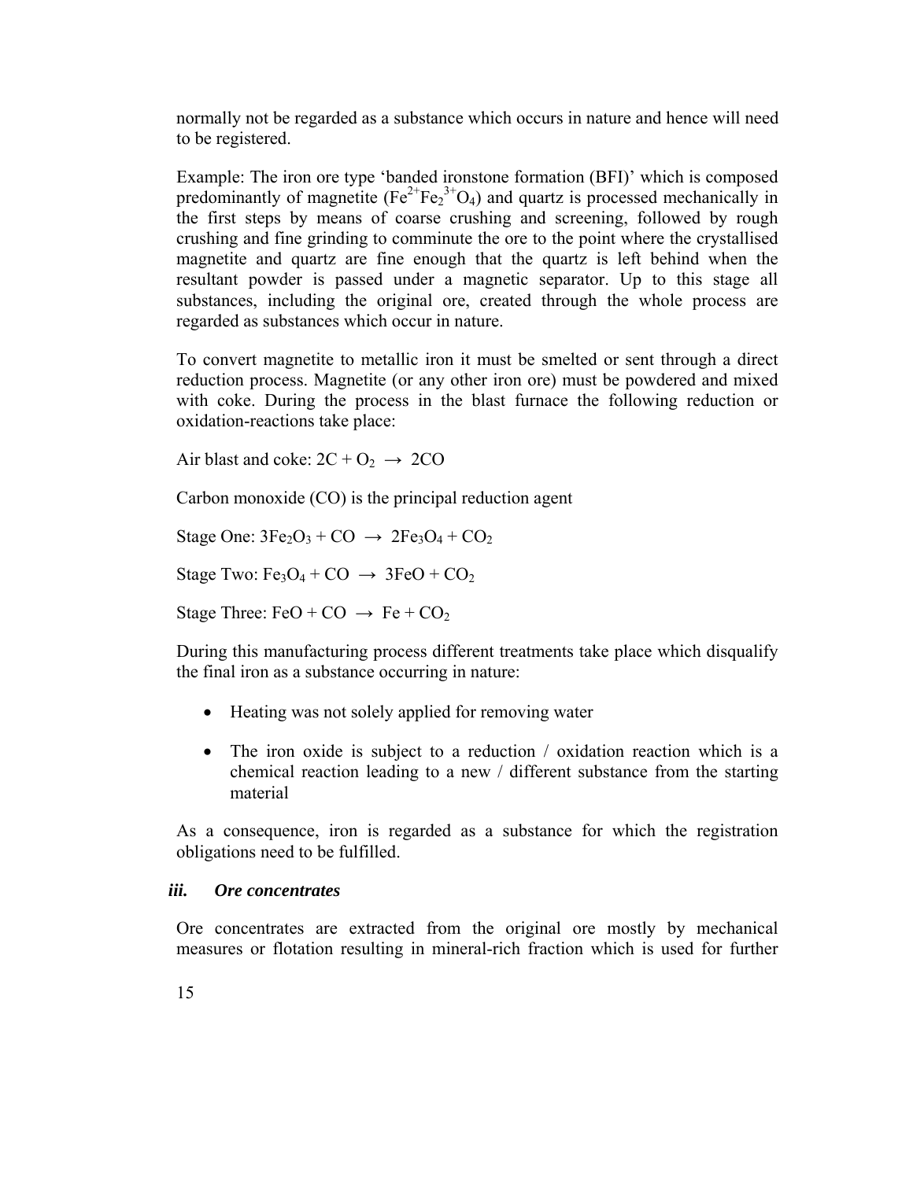normally not be regarded as a substance which occurs in nature and hence will need to be registered.

Example: The iron ore type 'banded ironstone formation (BFI)' which is composed predominantly of magnetite ($Fe^{2+}Fe_2^{3+}O_4$) and quartz is processed mechanically in the first steps by means of coarse crushing and screening, followed by rough crushing and fine grinding to comminute the ore to the point where the crystallised magnetite and quartz are fine enough that the quartz is left behind when the resultant powder is passed under a magnetic separator. Up to this stage all substances, including the original ore, created through the whole process are regarded as substances which occur in nature.

To convert magnetite to metallic iron it must be smelted or sent through a direct reduction process. Magnetite (or any other iron ore) must be powdered and mixed with coke. During the process in the blast furnace the following reduction or oxidation-reactions take place:

Air blast and coke: $2C + O_2 \rightarrow 2CO$

Carbon monoxide (CO) is the principal reduction agent

Stage One: $3Fe_2O_3 + CO \rightarrow 2Fe_3O_4 + CO_2$

Stage Two: $Fe_3O_4 + CO \rightarrow 3FeO + CO_2$

Stage Three: $FeO + CO \rightarrow Fe + CO_2$

During this manufacturing process different treatments take place which disqualify the final iron as a substance occurring in nature:

- Heating was not solely applied for removing water
- The iron oxide is subject to a reduction / oxidation reaction which is a chemical reaction leading to a new / different substance from the starting material

As a consequence, iron is regarded as a substance for which the registration obligations need to be fulfilled.

### *iii. Ore concentrates*

Ore concentrates are extracted from the original ore mostly by mechanical measures or flotation resulting in mineral-rich fraction which is used for further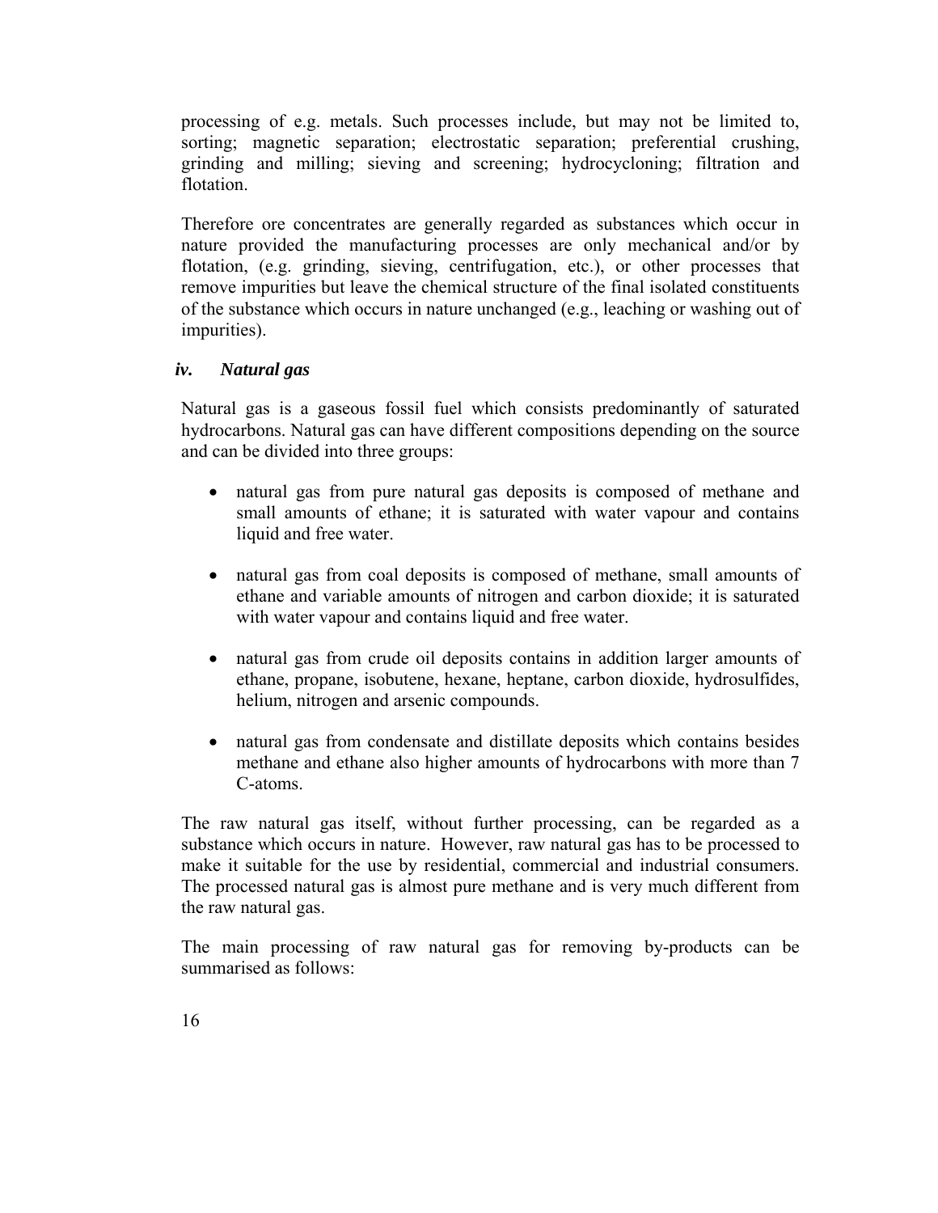processing of e.g. metals. Such processes include, but may not be limited to, sorting; magnetic separation; electrostatic separation; preferential crushing, grinding and milling; sieving and screening; hydrocycloning; filtration and flotation.

Therefore ore concentrates are generally regarded as substances which occur in nature provided the manufacturing processes are only mechanical and/or by flotation, (e.g. grinding, sieving, centrifugation, etc.), or other processes that remove impurities but leave the chemical structure of the final isolated constituents of the substance which occurs in nature unchanged (e.g., leaching or washing out of impurities).

### *iv. Natural gas*

Natural gas is a gaseous fossil fuel which consists predominantly of saturated hydrocarbons. Natural gas can have different compositions depending on the source and can be divided into three groups:

- natural gas from pure natural gas deposits is composed of methane and small amounts of ethane; it is saturated with water vapour and contains liquid and free water.

- natural gas from coal deposits is composed of methane, small amounts of ethane and variable amounts of nitrogen and carbon dioxide; it is saturated with water vapour and contains liquid and free water.

- natural gas from crude oil deposits contains in addition larger amounts of ethane, propane, isobutene, hexane, heptane, carbon dioxide, hydrosulfides, helium, nitrogen and arsenic compounds.

- natural gas from condensate and distillate deposits which contains besides methane and ethane also higher amounts of hydrocarbons with more than 7 C-atoms.

The raw natural gas itself, without further processing, can be regarded as a substance which occurs in nature. However, raw natural gas has to be processed to make it suitable for the use by residential, commercial and industrial consumers. The processed natural gas is almost pure methane and is very much different from the raw natural gas.

The main processing of raw natural gas for removing by-products can be summarised as follows: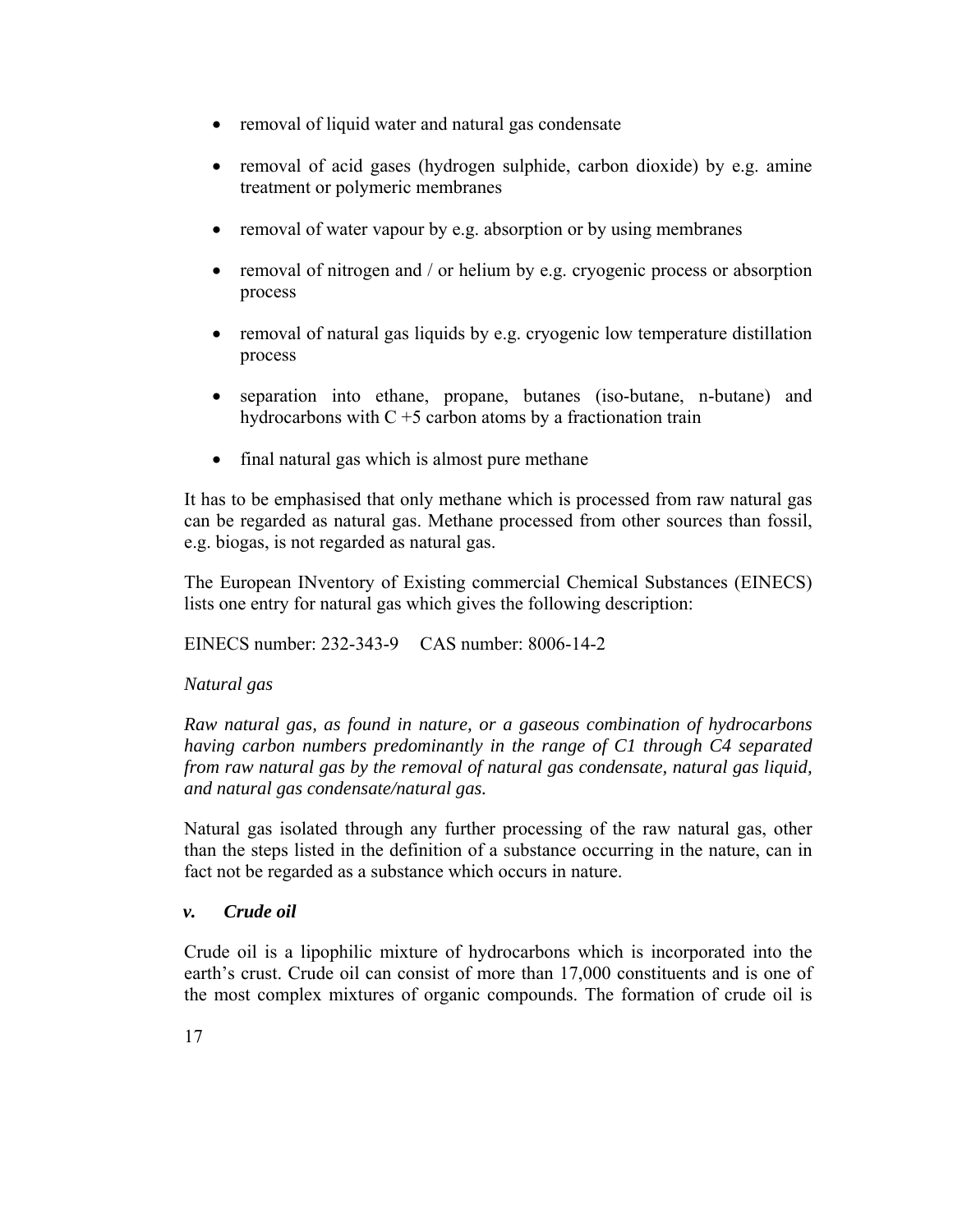- removal of liquid water and natural gas condensate
- removal of acid gases (hydrogen sulphide, carbon dioxide) by e.g. amine treatment or polymeric membranes
- removal of water vapour by e.g. absorption or by using membranes
- removal of nitrogen and / or helium by e.g. cryogenic process or absorption process
- removal of natural gas liquids by e.g. cryogenic low temperature distillation process
- separation into ethane, propane, butanes (iso-butane, n-butane) and hydrocarbons with C +5 carbon atoms by a fractionation train
- final natural gas which is almost pure methane

It has to be emphasised that only methane which is processed from raw natural gas can be regarded as natural gas. Methane processed from other sources than fossil, e.g. biogas, is not regarded as natural gas.

The European INventory of Existing commercial Chemical Substances (EINECS) lists one entry for natural gas which gives the following description:

EINECS number: 232-343-9 CAS number: 8006-14-2

*Natural gas*

*Raw natural gas, as found in nature, or a gaseous combination of hydrocarbons having carbon numbers predominantly in the range of C1 through C4 separated from raw natural gas by the removal of natural gas condensate, natural gas liquid, and natural gas condensate/natural gas.*

Natural gas isolated through any further processing of the raw natural gas, other than the steps listed in the definition of a substance occurring in the nature, can in fact not be regarded as a substance which occurs in nature.

### *v. Crude oil*

Crude oil is a lipophilic mixture of hydrocarbons which is incorporated into the earth's crust. Crude oil can consist of more than 17,000 constituents and is one of the most complex mixtures of organic compounds. The formation of crude oil is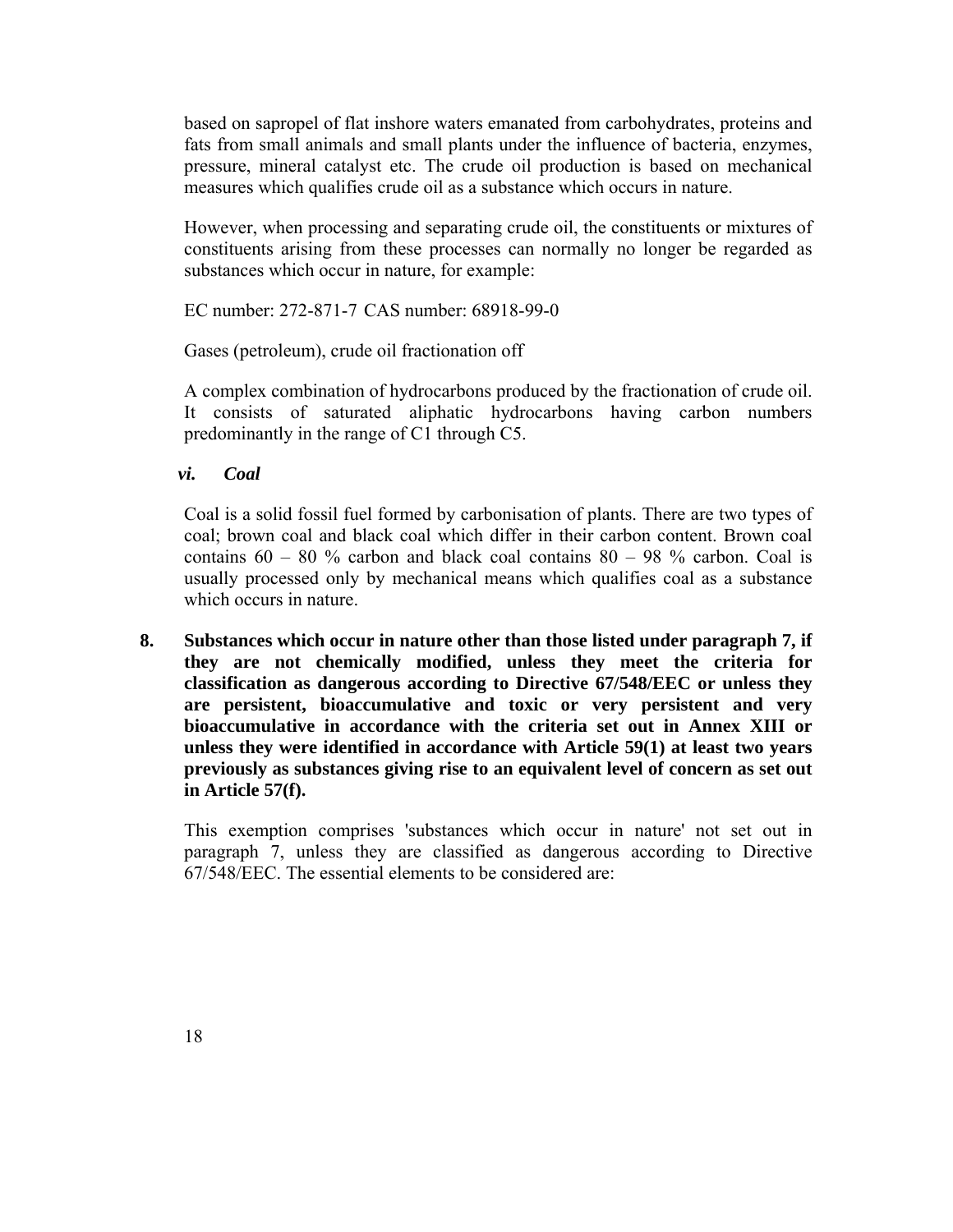based on sapropel of flat inshore waters emanated from carbohydrates, proteins and fats from small animals and small plants under the influence of bacteria, enzymes, pressure, mineral catalyst etc. The crude oil production is based on mechanical measures which qualifies crude oil as a substance which occurs in nature.

However, when processing and separating crude oil, the constituents or mixtures of constituents arising from these processes can normally no longer be regarded as substances which occur in nature, for example:

EC number: 272-871-7 CAS number: 68918-99-0

Gases (petroleum), crude oil fractionation off

A complex combination of hydrocarbons produced by the fractionation of crude oil. It consists of saturated aliphatic hydrocarbons having carbon numbers predominantly in the range of C1 through C5.

***vi. Coal***

Coal is a solid fossil fuel formed by carbonisation of plants. There are two types of coal; brown coal and black coal which differ in their carbon content. Brown coal contains 60 – 80 % carbon and black coal contains 80 – 98 % carbon. Coal is usually processed only by mechanical means which qualifies coal as a substance which occurs in nature.

**8. Substances which occur in nature other than those listed under paragraph 7, if they are not chemically modified, unless they meet the criteria for classification as dangerous according to Directive 67/548/EEC or unless they are persistent, bioaccumulative and toxic or very persistent and very bioaccumulative in accordance with the criteria set out in Annex XIII or unless they were identified in accordance with Article 59(1) at least two years previously as substances giving rise to an equivalent level of concern as set out in Article 57(f).**

This exemption comprises 'substances which occur in nature' not set out in paragraph 7, unless they are classified as dangerous according to Directive 67/548/EEC. The essential elements to be considered are: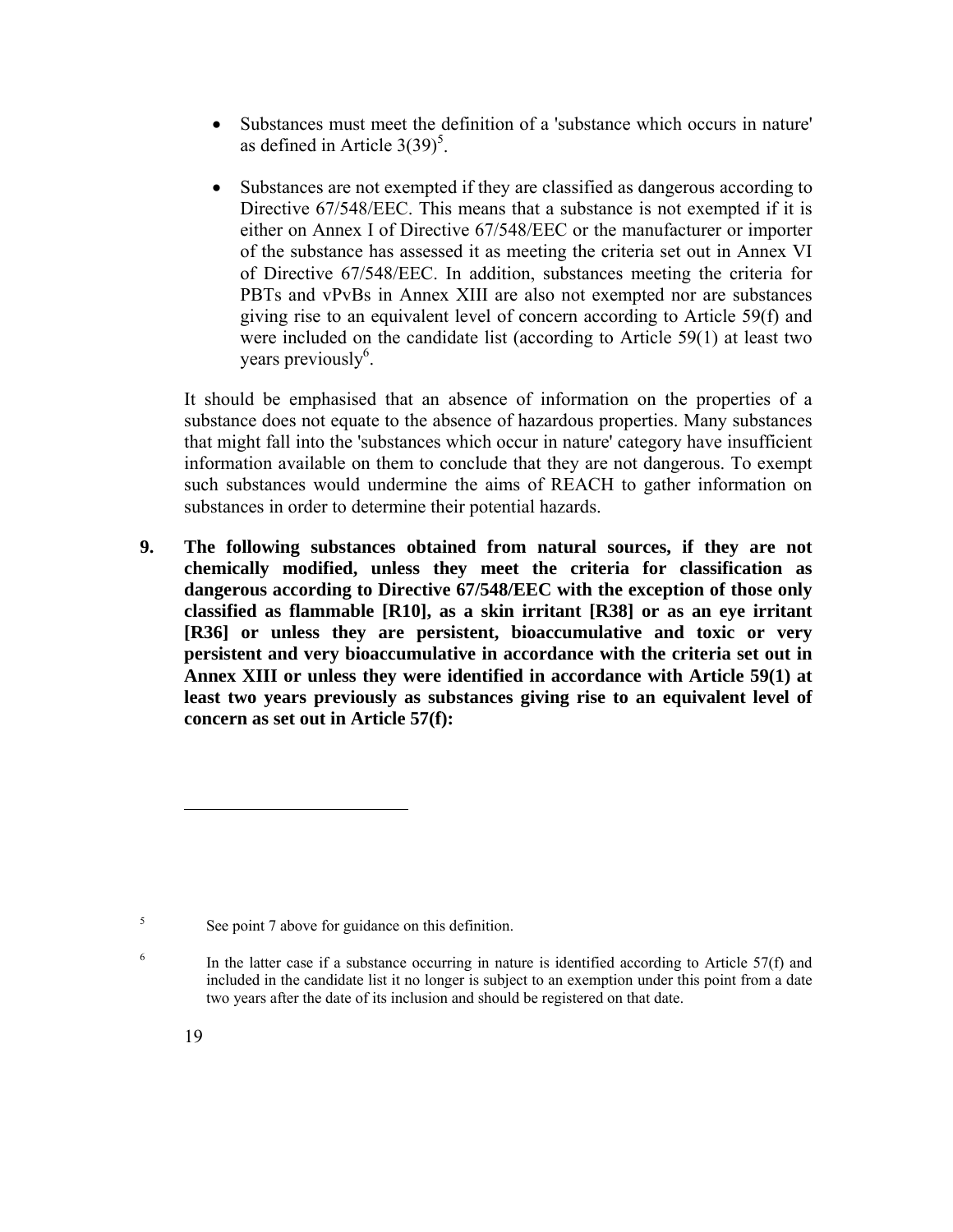- Substances must meet the definition of a 'substance which occurs in nature' as defined in Article 3(39)[5].

- Substances are not exempted if they are classified as dangerous according to Directive 67/548/EEC. This means that a substance is not exempted if it is either on Annex I of Directive 67/548/EEC or the manufacturer or importer of the substance has assessed it as meeting the criteria set out in Annex VI of Directive 67/548/EEC. In addition, substances meeting the criteria for PBTs and vPvBs in Annex XIII are also not exempted nor are substances giving rise to an equivalent level of concern according to Article 59(f) and were included on the candidate list (according to Article 59(1) at least two years previously[6].

It should be emphasised that an absence of information on the properties of a substance does not equate to the absence of hazardous properties. Many substances that might fall into the 'substances which occur in nature' category have insufficient information available on them to conclude that they are not dangerous. To exempt such substances would undermine the aims of REACH to gather information on substances in order to determine their potential hazards.

**9. The following substances obtained from natural sources, if they are not chemically modified, unless they meet the criteria for classification as dangerous according to Directive 67/548/EEC with the exception of those only classified as flammable [R10], as a skin irritant [R38] or as an eye irritant [R36] or unless they are persistent, bioaccumulative and toxic or very persistent and very bioaccumulative in accordance with the criteria set out in Annex XIII or unless they were identified in accordance with Article 59(1) at least two years previously as substances giving rise to an equivalent level of concern as set out in Article 57(f):**

---

[5] See point 7 above for guidance on this definition.

[6] In the latter case if a substance occurring in nature is identified according to Article 57(f) and included in the candidate list it no longer is subject to an exemption under this point from a date two years after the date of its inclusion and should be registered on that date.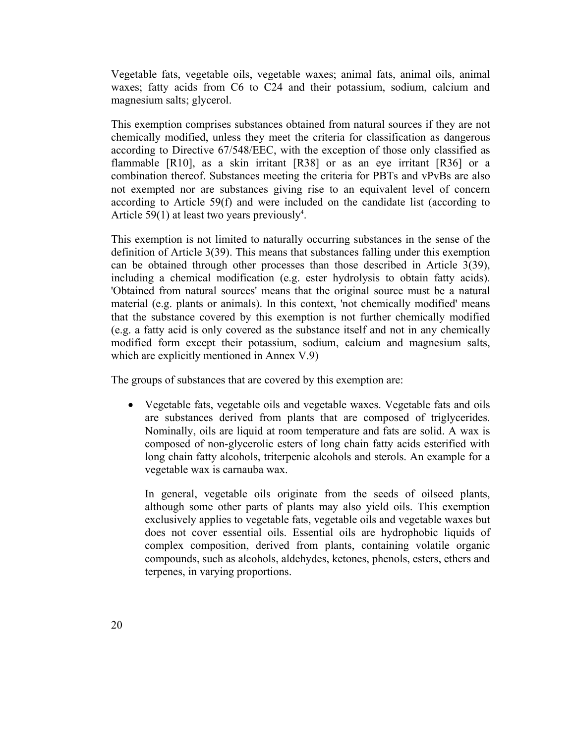Vegetable fats, vegetable oils, vegetable waxes; animal fats, animal oils, animal waxes; fatty acids from C6 to C24 and their potassium, sodium, calcium and magnesium salts; glycerol.

This exemption comprises substances obtained from natural sources if they are not chemically modified, unless they meet the criteria for classification as dangerous according to Directive 67/548/EEC, with the exception of those only classified as flammable [R10], as a skin irritant [R38] or as an eye irritant [R36] or a combination thereof. Substances meeting the criteria for PBTs and vPvBs are also not exempted nor are substances giving rise to an equivalent level of concern according to Article 59(f) and were included on the candidate list (according to Article 59(1) at least two years previously[4].

This exemption is not limited to naturally occurring substances in the sense of the definition of Article 3(39). This means that substances falling under this exemption can be obtained through other processes than those described in Article 3(39), including a chemical modification (e.g. ester hydrolysis to obtain fatty acids). 'Obtained from natural sources' means that the original source must be a natural material (e.g. plants or animals). In this context, 'not chemically modified' means that the substance covered by this exemption is not further chemically modified (e.g. a fatty acid is only covered as the substance itself and not in any chemically modified form except their potassium, sodium, calcium and magnesium salts, which are explicitly mentioned in Annex V.9)

The groups of substances that are covered by this exemption are:

- Vegetable fats, vegetable oils and vegetable waxes. Vegetable fats and oils are substances derived from plants that are composed of triglycerides. Nominally, oils are liquid at room temperature and fats are solid. A wax is composed of non-glycerolic esters of long chain fatty acids esterified with long chain fatty alcohols, triterpenic alcohols and sterols. An example for a vegetable wax is carnauba wax.

  In general, vegetable oils originate from the seeds of oilseed plants, although some other parts of plants may also yield oils. This exemption exclusively applies to vegetable fats, vegetable oils and vegetable waxes but does not cover essential oils. Essential oils are hydrophobic liquids of complex composition, derived from plants, containing volatile organic compounds, such as alcohols, aldehydes, ketones, phenols, esters, ethers and terpenes, in varying proportions.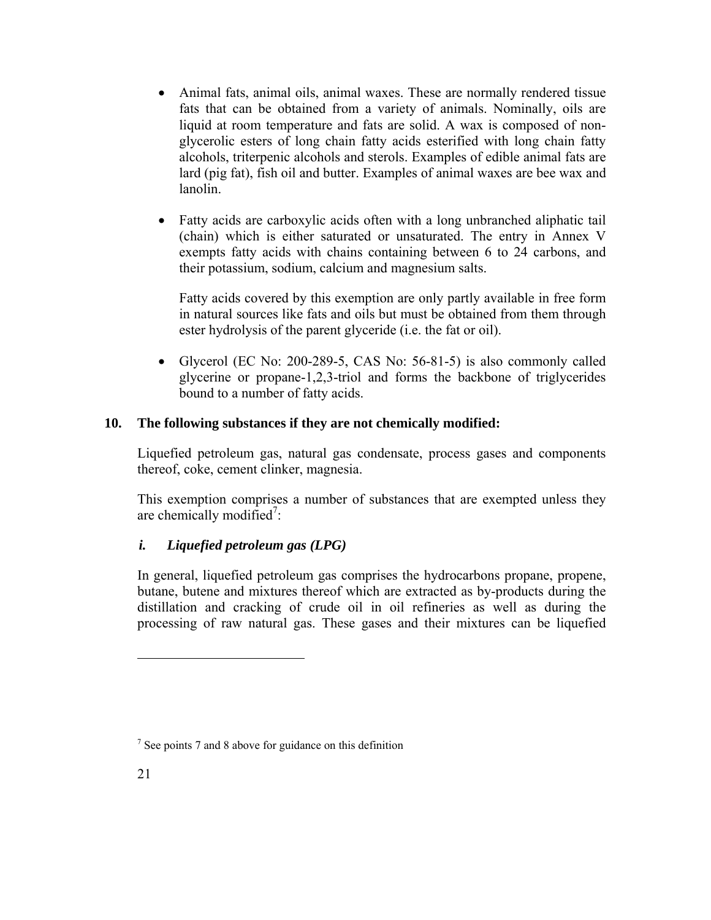- Animal fats, animal oils, animal waxes. These are normally rendered tissue fats that can be obtained from a variety of animals. Nominally, oils are liquid at room temperature and fats are solid. A wax is composed of non-glycerolic esters of long chain fatty acids esterified with long chain fatty alcohols, triterpenic alcohols and sterols. Examples of edible animal fats are lard (pig fat), fish oil and butter. Examples of animal waxes are bee wax and lanolin.

- Fatty acids are carboxylic acids often with a long unbranched aliphatic tail (chain) which is either saturated or unsaturated. The entry in Annex V exempts fatty acids with chains containing between 6 to 24 carbons, and their potassium, sodium, calcium and magnesium salts.

  Fatty acids covered by this exemption are only partly available in free form in natural sources like fats and oils but must be obtained from them through ester hydrolysis of the parent glyceride (i.e. the fat or oil).

- Glycerol (EC No: 200-289-5, CAS No: 56-81-5) is also commonly called glycerine or propane-1,2,3-triol and forms the backbone of triglycerides bound to a number of fatty acids.

**10. The following substances if they are not chemically modified:**

Liquefied petroleum gas, natural gas condensate, process gases and components thereof, coke, cement clinker, magnesia.

This exemption comprises a number of substances that are exempted unless they are chemically modified[7]:

***i. Liquefied petroleum gas (LPG)***

In general, liquefied petroleum gas comprises the hydrocarbons propane, propene, butane, butene and mixtures thereof which are extracted as by-products during the distillation and cracking of crude oil in oil refineries as well as during the processing of raw natural gas. These gases and their mixtures can be liquefied

---

[7] See points 7 and 8 above for guidance on this definition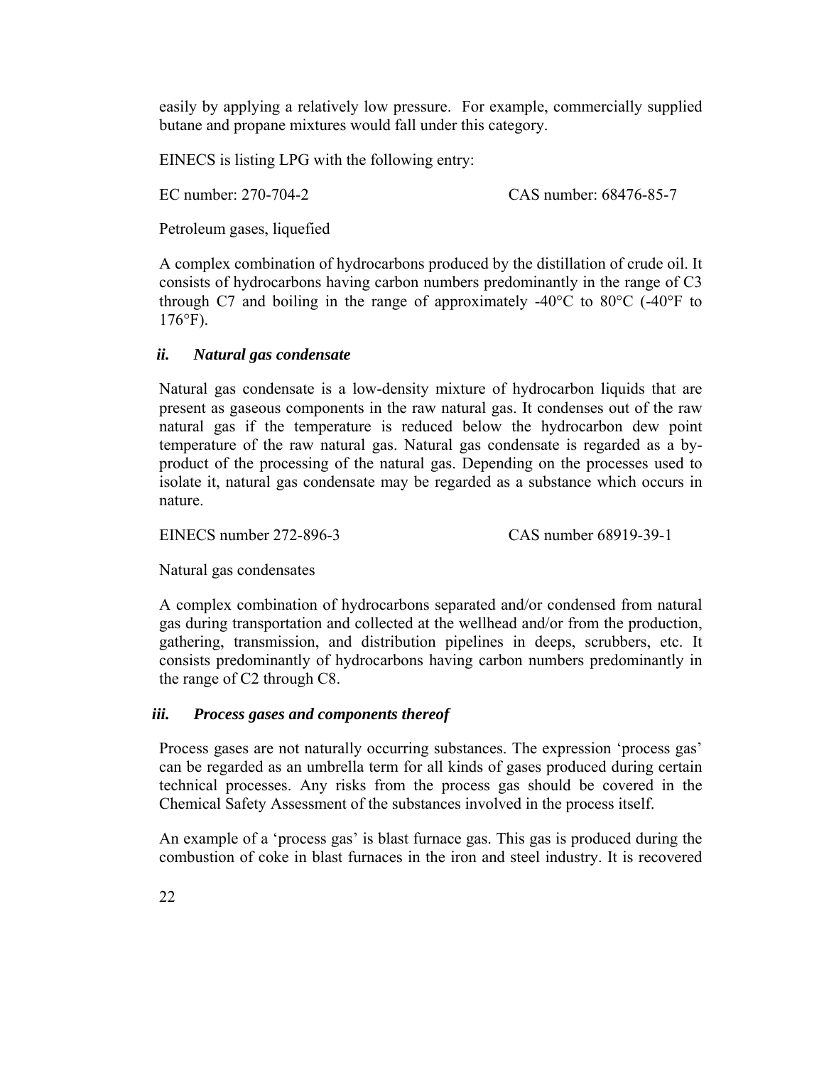easily by applying a relatively low pressure. For example, commercially supplied butane and propane mixtures would fall under this category.

EINECS is listing LPG with the following entry:

EC number: 270-704-2 CAS number: 68476-85-7

Petroleum gases, liquefied

A complex combination of hydrocarbons produced by the distillation of crude oil. It consists of hydrocarbons having carbon numbers predominantly in the range of C3 through C7 and boiling in the range of approximately -40°C to 80°C (-40°F to 176°F).

### *ii. Natural gas condensate*

Natural gas condensate is a low-density mixture of hydrocarbon liquids that are present as gaseous components in the raw natural gas. It condenses out of the raw natural gas if the temperature is reduced below the hydrocarbon dew point temperature of the raw natural gas. Natural gas condensate is regarded as a by-product of the processing of the natural gas. Depending on the processes used to isolate it, natural gas condensate may be regarded as a substance which occurs in nature.

EINECS number 272-896-3 CAS number 68919-39-1

Natural gas condensates

A complex combination of hydrocarbons separated and/or condensed from natural gas during transportation and collected at the wellhead and/or from the production, gathering, transmission, and distribution pipelines in deeps, scrubbers, etc. It consists predominantly of hydrocarbons having carbon numbers predominantly in the range of C2 through C8.

### *iii. Process gases and components thereof*

Process gases are not naturally occurring substances. The expression 'process gas' can be regarded as an umbrella term for all kinds of gases produced during certain technical processes. Any risks from the process gas should be covered in the Chemical Safety Assessment of the substances involved in the process itself.

An example of a 'process gas' is blast furnace gas. This gas is produced during the combustion of coke in blast furnaces in the iron and steel industry. It is recovered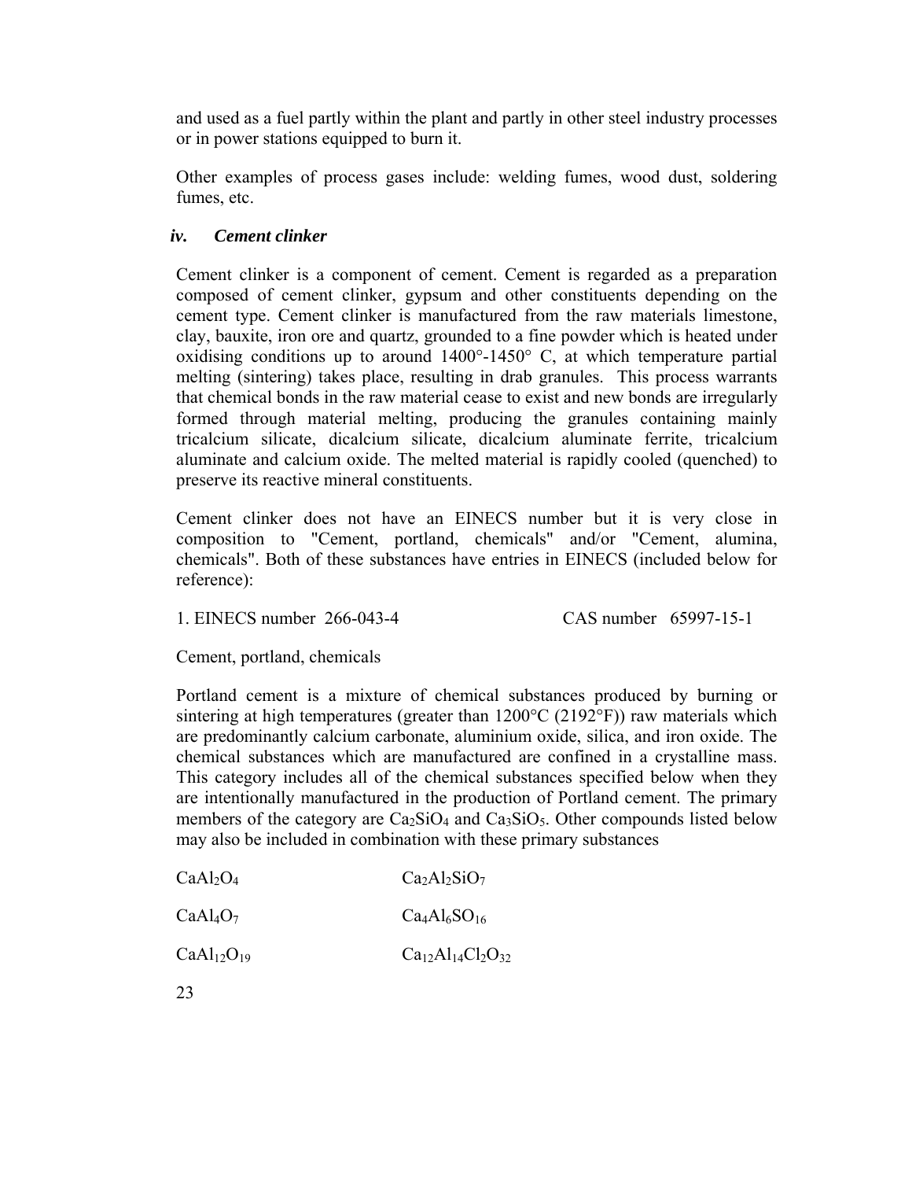and used as a fuel partly within the plant and partly in other steel industry processes or in power stations equipped to burn it.

Other examples of process gases include: welding fumes, wood dust, soldering fumes, etc.

### *iv. Cement clinker*

Cement clinker is a component of cement. Cement is regarded as a preparation composed of cement clinker, gypsum and other constituents depending on the cement type. Cement clinker is manufactured from the raw materials limestone, clay, bauxite, iron ore and quartz, grounded to a fine powder which is heated under oxidising conditions up to around 1400°-1450° C, at which temperature partial melting (sintering) takes place, resulting in drab granules. This process warrants that chemical bonds in the raw material cease to exist and new bonds are irregularly formed through material melting, producing the granules containing mainly tricalcium silicate, dicalcium silicate, dicalcium aluminate ferrite, tricalcium aluminate and calcium oxide. The melted material is rapidly cooled (quenched) to preserve its reactive mineral constituents.

Cement clinker does not have an EINECS number but it is very close in composition to "Cement, portland, chemicals" and/or "Cement, alumina, chemicals". Both of these substances have entries in EINECS (included below for reference):

1. EINECS number 266-043-4 CAS number 65997-15-1

Cement, portland, chemicals

Portland cement is a mixture of chemical substances produced by burning or sintering at high temperatures (greater than 1200°C (2192°F)) raw materials which are predominantly calcium carbonate, aluminium oxide, silica, and iron oxide. The chemical substances which are manufactured are confined in a crystalline mass. This category includes all of the chemical substances specified below when they are intentionally manufactured in the production of Portland cement. The primary members of the category are $Ca_2SiO_4$ and $Ca_3SiO_5$. Other compounds listed below may also be included in combination with these primary substances

| | |
|---|---|
| $CaAl_2O_4$ | $Ca_2Al_2SiO_7$ |
| $CaAl_4O_7$ | $Ca_4Al_6SO_{16}$ |
| $CaAl_{12}O_{19}$ | $Ca_{12}Al_{14}Cl_2O_{32}$ |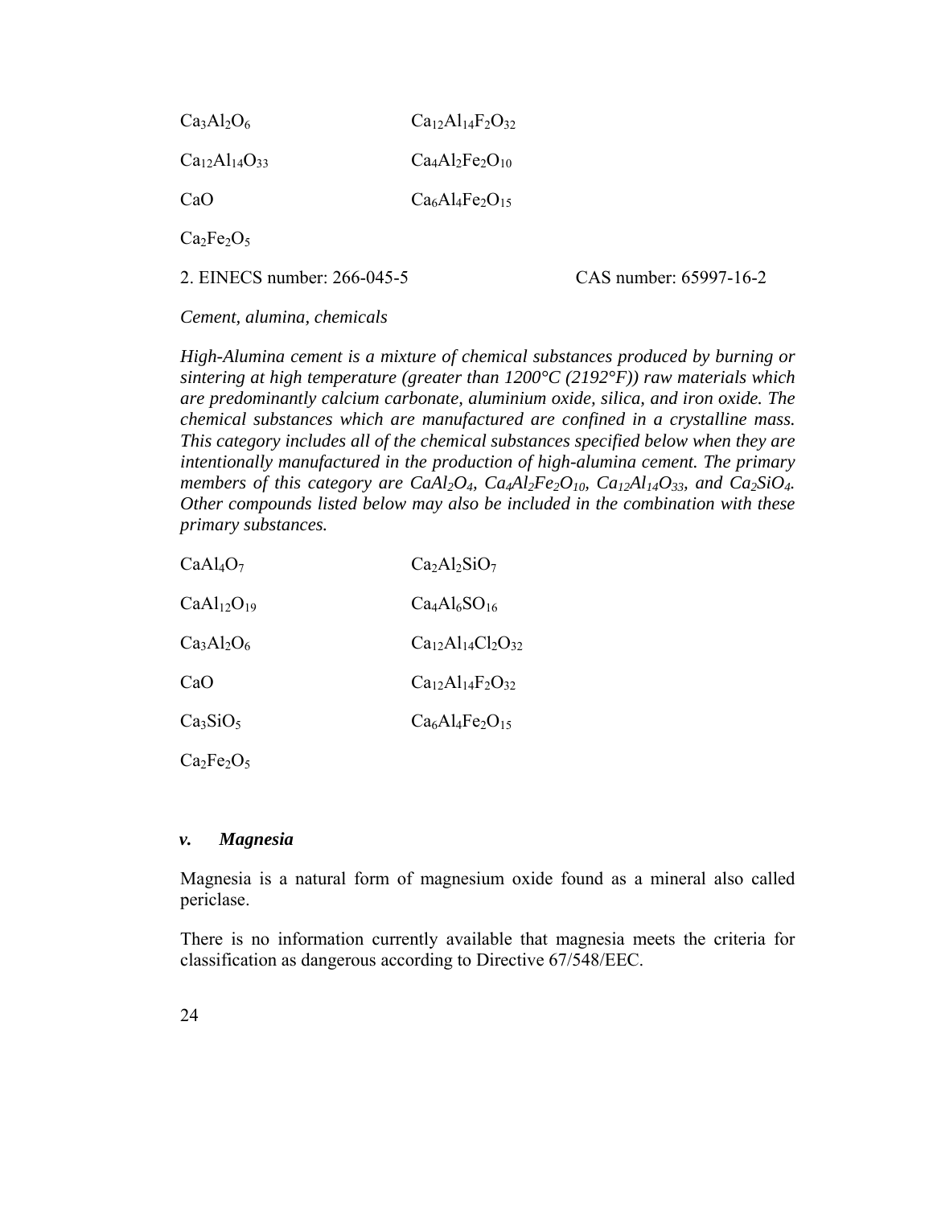| | |
|---|---|
| $Ca_3Al_2O_6$ | $Ca_{12}Al_{14}F_2O_{32}$ |
| $Ca_{12}Al_{14}O_{33}$ | $Ca_4Al_2Fe_2O_{10}$ |
| $CaO$ | $Ca_6Al_4Fe_2O_{15}$ |
| $Ca_2Fe_2O_5$ | |

2. EINECS number: 266-045-5 CAS number: 65997-16-2

*Cement, alumina, chemicals*

*High-Alumina cement is a mixture of chemical substances produced by burning or sintering at high temperature (greater than 1200°C (2192°F)) raw materials which are predominantly calcium carbonate, aluminium oxide, silica, and iron oxide. The chemical substances which are manufactured are confined in a crystalline mass. This category includes all of the chemical substances specified below when they are intentionally manufactured in the production of high-alumina cement. The primary members of this category are $CaAl_2O_4$, $Ca_4Al_2Fe_2O_{10}$, $Ca_{12}Al_{14}O_{33}$, and $Ca_2SiO_4$. Other compounds listed below may also be included in the combination with these primary substances.*

| | |
|---|---|
| $CaAl_4O_7$ | $Ca_2Al_2SiO_7$ |
| $CaAl_{12}O_{19}$ | $Ca_4Al_6SO_{16}$ |
| $Ca_3Al_2O_6$ | $Ca_{12}Al_{14}Cl_2O_{32}$ |
| $CaO$ | $Ca_{12}Al_{14}F_2O_{32}$ |
| $Ca_3SiO_5$ | $Ca_6Al_4Fe_2O_{15}$ |
| $Ca_2Fe_2O_5$ | |

### *v. Magnesia*

Magnesia is a natural form of magnesium oxide found as a mineral also called periclase.

There is no information currently available that magnesia meets the criteria for classification as dangerous according to Directive 67/548/EEC.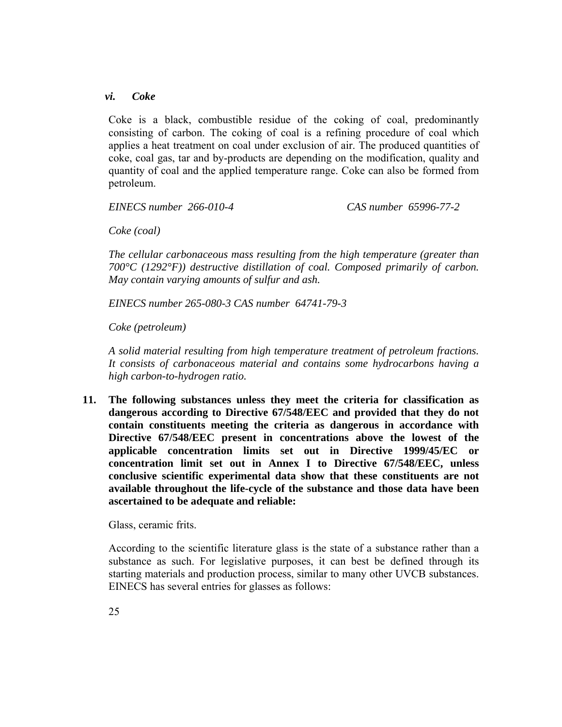### *vi. Coke*

Coke is a black, combustible residue of the coking of coal, predominantly consisting of carbon. The coking of coal is a refining procedure of coal which applies a heat treatment on coal under exclusion of air. The produced quantities of coke, coal gas, tar and by-products are depending on the modification, quality and quantity of coal and the applied temperature range. Coke can also be formed from petroleum.

*EINECS number 266-010-4* *CAS number 65996-77-2*

*Coke (coal)*

*The cellular carbonaceous mass resulting from the high temperature (greater than 700°C (1292°F)) destructive distillation of coal. Composed primarily of carbon. May contain varying amounts of sulfur and ash.*

*EINECS number 265-080-3 CAS number 64741-79-3*

*Coke (petroleum)*

*A solid material resulting from high temperature treatment of petroleum fractions. It consists of carbonaceous material and contains some hydrocarbons having a high carbon-to-hydrogen ratio.*

**11. The following substances unless they meet the criteria for classification as dangerous according to Directive 67/548/EEC and provided that they do not contain constituents meeting the criteria as dangerous in accordance with Directive 67/548/EEC present in concentrations above the lowest of the applicable concentration limits set out in Directive 1999/45/EC or concentration limit set out in Annex I to Directive 67/548/EEC, unless conclusive scientific experimental data show that these constituents are not available throughout the life-cycle of the substance and those data have been ascertained to be adequate and reliable:**

Glass, ceramic frits.

According to the scientific literature glass is the state of a substance rather than a substance as such. For legislative purposes, it can best be defined through its starting materials and production process, similar to many other UVCB substances. EINECS has several entries for glasses as follows: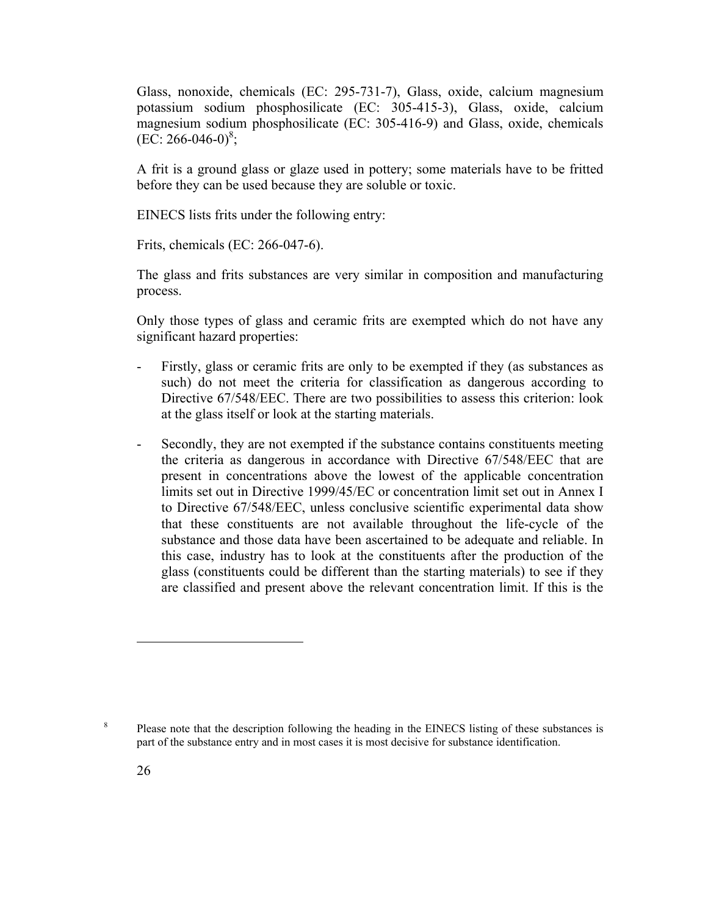Glass, nonoxide, chemicals (EC: 295-731-7), Glass, oxide, calcium magnesium potassium sodium phosphosilicate (EC: 305-415-3), Glass, oxide, calcium magnesium sodium phosphosilicate (EC: 305-416-9) and Glass, oxide, chemicals (EC: 266-046-0)[8];

A frit is a ground glass or glaze used in pottery; some materials have to be fritted before they can be used because they are soluble or toxic.

EINECS lists frits under the following entry:

Frits, chemicals (EC: 266-047-6).

The glass and frits substances are very similar in composition and manufacturing process.

Only those types of glass and ceramic frits are exempted which do not have any significant hazard properties:

- Firstly, glass or ceramic frits are only to be exempted if they (as substances as such) do not meet the criteria for classification as dangerous according to Directive 67/548/EEC. There are two possibilities to assess this criterion: look at the glass itself or look at the starting materials.

- Secondly, they are not exempted if the substance contains constituents meeting the criteria as dangerous in accordance with Directive 67/548/EEC that are present in concentrations above the lowest of the applicable concentration limits set out in Directive 1999/45/EC or concentration limit set out in Annex I to Directive 67/548/EEC, unless conclusive scientific experimental data show that these constituents are not available throughout the life-cycle of the substance and those data have been ascertained to be adequate and reliable. In this case, industry has to look at the constituents after the production of the glass (constituents could be different than the starting materials) to see if they are classified and present above the relevant concentration limit. If this is the

---

[8] Please note that the description following the heading in the EINECS listing of these substances is part of the substance entry and in most cases it is most decisive for substance identification.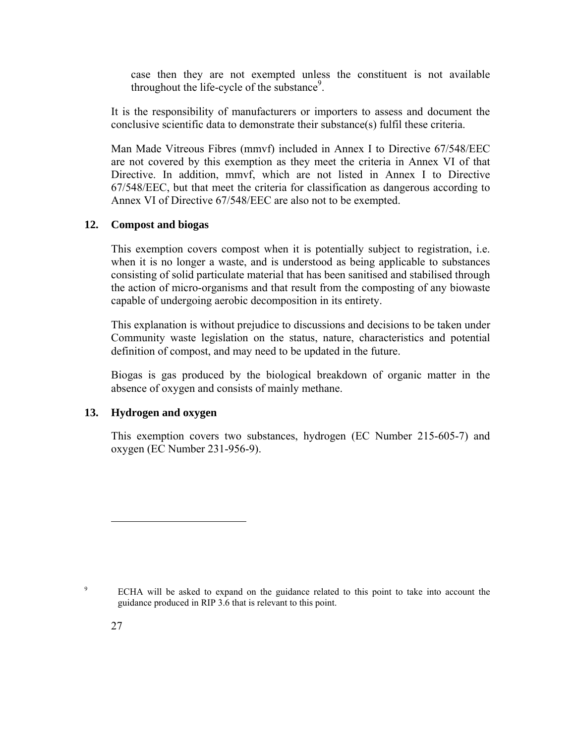case then they are not exempted unless the constituent is not available throughout the life-cycle of the substance[9].

It is the responsibility of manufacturers or importers to assess and document the conclusive scientific data to demonstrate their substance(s) fulfil these criteria.

Man Made Vitreous Fibres (mmvf) included in Annex I to Directive 67/548/EEC are not covered by this exemption as they meet the criteria in Annex VI of that Directive. In addition, mmvf, which are not listed in Annex I to Directive 67/548/EEC, but that meet the criteria for classification as dangerous according to Annex VI of Directive 67/548/EEC are also not to be exempted.

**12. Compost and biogas**

This exemption covers compost when it is potentially subject to registration, i.e. when it is no longer a waste, and is understood as being applicable to substances consisting of solid particulate material that has been sanitised and stabilised through the action of micro-organisms and that result from the composting of any biowaste capable of undergoing aerobic decomposition in its entirety.

This explanation is without prejudice to discussions and decisions to be taken under Community waste legislation on the status, nature, characteristics and potential definition of compost, and may need to be updated in the future.

Biogas is gas produced by the biological breakdown of organic matter in the absence of oxygen and consists of mainly methane.

**13. Hydrogen and oxygen**

This exemption covers two substances, hydrogen (EC Number 215-605-7) and oxygen (EC Number 231-956-9).

---

[9] ECHA will be asked to expand on the guidance related to this point to take into account the guidance produced in RIP 3.6 that is relevant to this point.